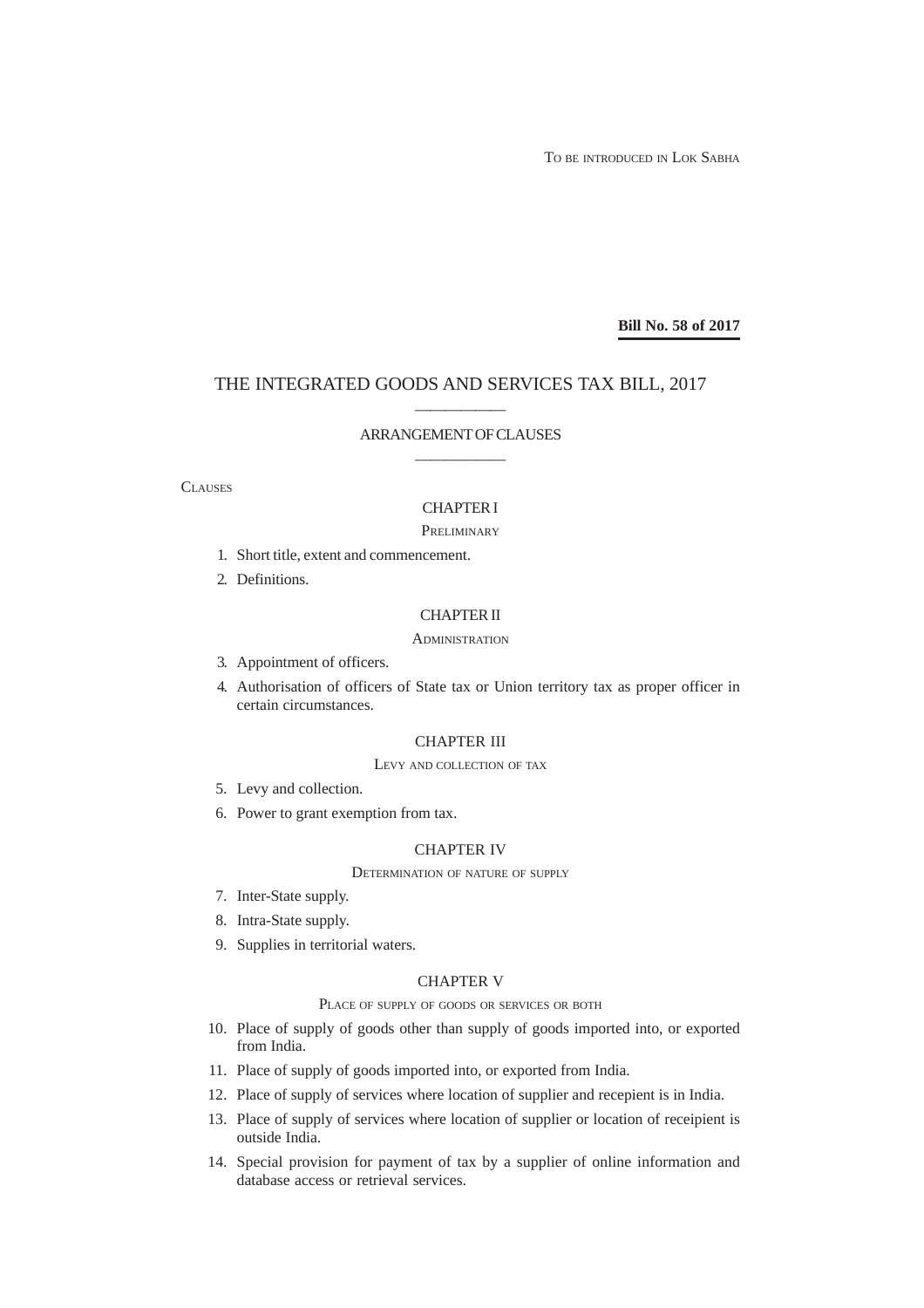TO BE INTRODUCED IN LOK SABHA

**Bill No. 58 of 2017**

# THE INTEGRATED GOODS AND SERVICES TAX BILL, 2017

## ARRANGEMENT OF CLAUSES

CLAUSES

### CHAPTER I

PRELIMINARY

1. Short title, extent and commencement.
2. Definitions.

### CHAPTER II

ADMINISTRATION

3. Appointment of officers.
4. Authorisation of officers of State tax or Union territory tax as proper officer in certain circumstances.

### CHAPTER III

LEVY AND COLLECTION OF TAX

5. Levy and collection.
6. Power to grant exemption from tax.

### CHAPTER IV

DETERMINATION OF NATURE OF SUPPLY

7. Inter-State supply.
8. Intra-State supply.
9. Supplies in territorial waters.

### CHAPTER V

PLACE OF SUPPLY OF GOODS OR SERVICES OR BOTH

10. Place of supply of goods other than supply of goods imported into, or exported from India.
11. Place of supply of goods imported into, or exported from India.
12. Place of supply of services where location of supplier and recepient is in India.
13. Place of supply of services where location of supplier or location of receipient is outside India.
14. Special provision for payment of tax by a supplier of online information and database access or retrieval services.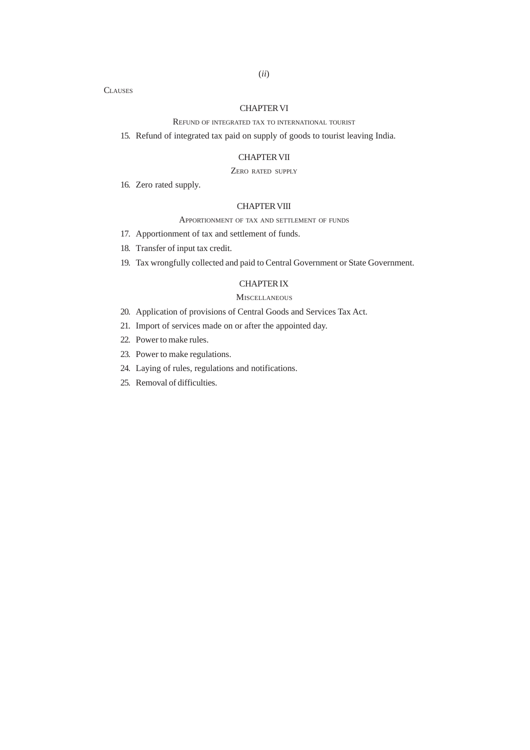CLAUSES

## CHAPTER VI

### REFUND OF INTEGRATED TAX TO INTERNATIONAL TOURIST

15. Refund of integrated tax paid on supply of goods to tourist leaving India.

## CHAPTER VII

### ZERO RATED SUPPLY

16. Zero rated supply.

## CHAPTER VIII

### APPORTIONMENT OF TAX AND SETTLEMENT OF FUNDS

17. Apportionment of tax and settlement of funds.
18. Transfer of input tax credit.
19. Tax wrongfully collected and paid to Central Government or State Government.

## CHAPTER IX

### MISCELLANEOUS

20. Application of provisions of Central Goods and Services Tax Act.
21. Import of services made on or after the appointed day.
22. Power to make rules.
23. Power to make regulations.
24. Laying of rules, regulations and notifications.
25. Removal of difficulties.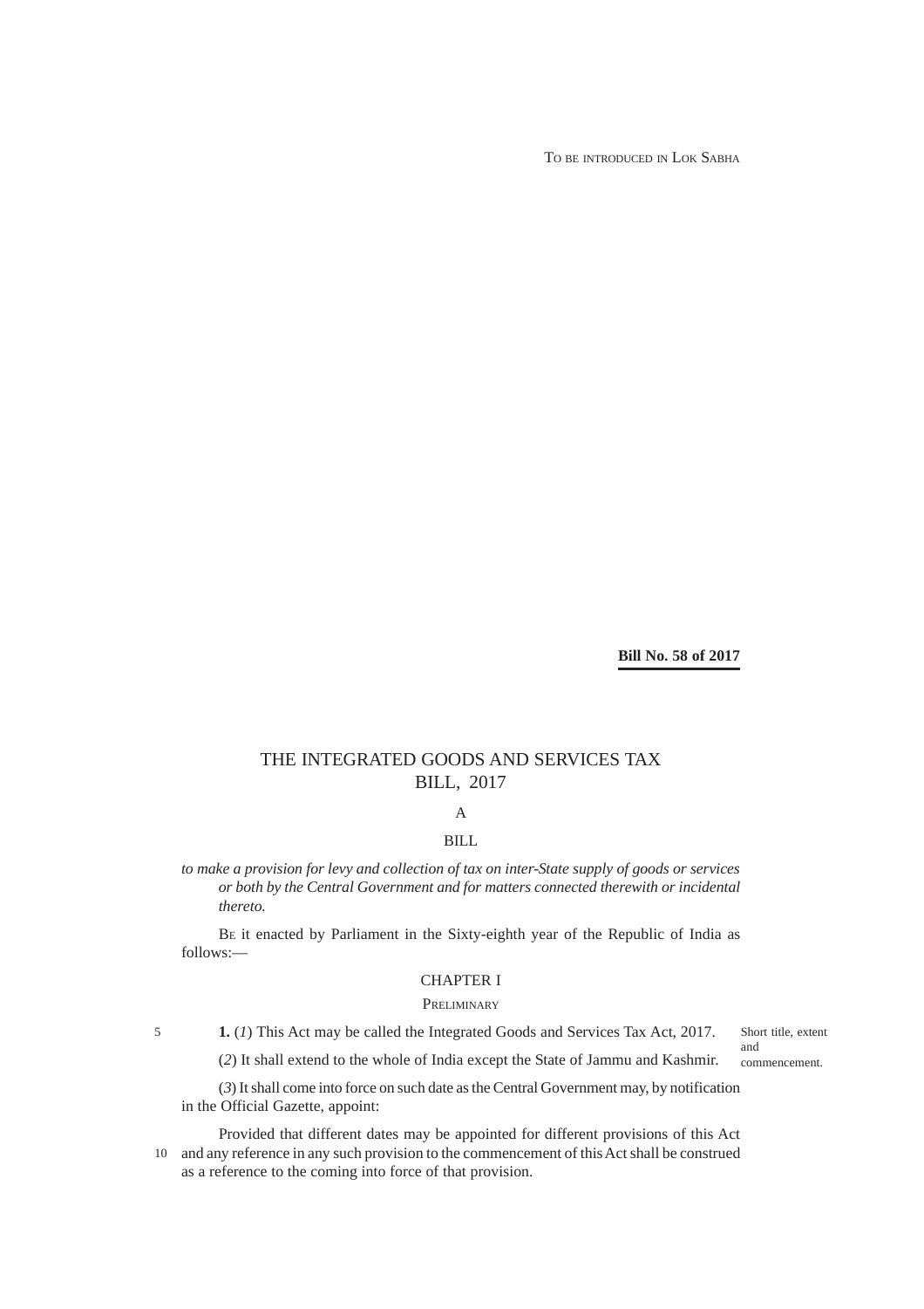TO BE INTRODUCED IN LOK SABHA

**Bill No. 58 of 2017**

# THE INTEGRATED GOODS AND SERVICES TAX BILL, 2017

A

BILL

*to make a provision for levy and collection of tax on inter-State supply of goods or services or both by the Central Government and for matters connected therewith or incidental thereto.*

BE it enacted by Parliament in the Sixty-eighth year of the Republic of India as follows:—

## CHAPTER I

### PRELIMINARY

Short title, extent and commencement.

**1.** (*1*) This Act may be called the Integrated Goods and Services Tax Act, 2017.

(*2*) It shall extend to the whole of India except the State of Jammu and Kashmir.

(*3*) It shall come into force on such date as the Central Government may, by notification in the Official Gazette, appoint:

Provided that different dates may be appointed for different provisions of this Act and any reference in any such provision to the commencement of this Act shall be construed as a reference to the coming into force of that provision.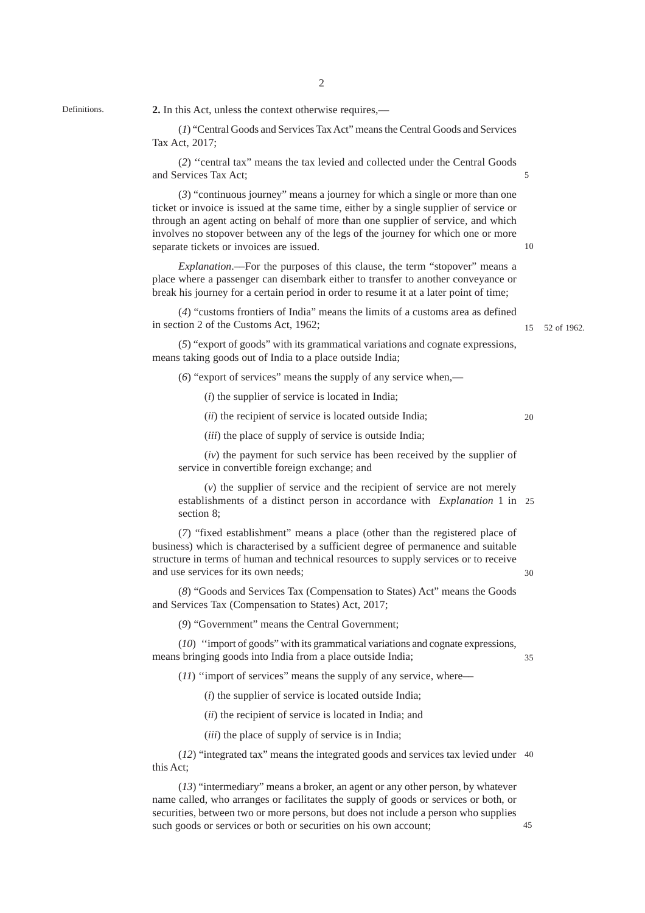Definitions.

**2.** In this Act, unless the context otherwise requires,—

(*1*) "Central Goods and Services Tax Act" means the Central Goods and Services Tax Act, 2017;

(*2*) ''central tax" means the tax levied and collected under the Central Goods and Services Tax Act;

(*3*) "continuous journey" means a journey for which a single or more than one ticket or invoice is issued at the same time, either by a single supplier of service or through an agent acting on behalf of more than one supplier of service, and which involves no stopover between any of the legs of the journey for which one or more separate tickets or invoices are issued.

*Explanation*.—For the purposes of this clause, the term "stopover" means a place where a passenger can disembark either to transfer to another conveyance or break his journey for a certain period in order to resume it at a later point of time;

(*4*) "customs frontiers of India" means the limits of a customs area as defined in section 2 of the Customs Act, 1962; 52 of 1962.

(*5*) "export of goods" with its grammatical variations and cognate expressions, means taking goods out of India to a place outside India;

(*6*) "export of services" means the supply of any service when,—

(*i*) the supplier of service is located in India;

(*ii*) the recipient of service is located outside India;

(*iii*) the place of supply of service is outside India;

(*iv*) the payment for such service has been received by the supplier of service in convertible foreign exchange; and

(*v*) the supplier of service and the recipient of service are not merely establishments of a distinct person in accordance with *Explanation* 1 in section 8;

(*7*) "fixed establishment" means a place (other than the registered place of business) which is characterised by a sufficient degree of permanence and suitable structure in terms of human and technical resources to supply services or to receive and use services for its own needs;

(*8*) "Goods and Services Tax (Compensation to States) Act" means the Goods and Services Tax (Compensation to States) Act, 2017;

(*9*) "Government" means the Central Government;

(*10*) ''import of goods" with its grammatical variations and cognate expressions, means bringing goods into India from a place outside India;

(*11*) ''import of services" means the supply of any service, where—

(*i*) the supplier of service is located outside India;

(*ii*) the recipient of service is located in India; and

(*iii*) the place of supply of service is in India;

(*12*) "integrated tax" means the integrated goods and services tax levied under this Act;

(*13*) "intermediary" means a broker, an agent or any other person, by whatever name called, who arranges or facilitates the supply of goods or services or both, or securities, between two or more persons, but does not include a person who supplies such goods or services or both or securities on his own account;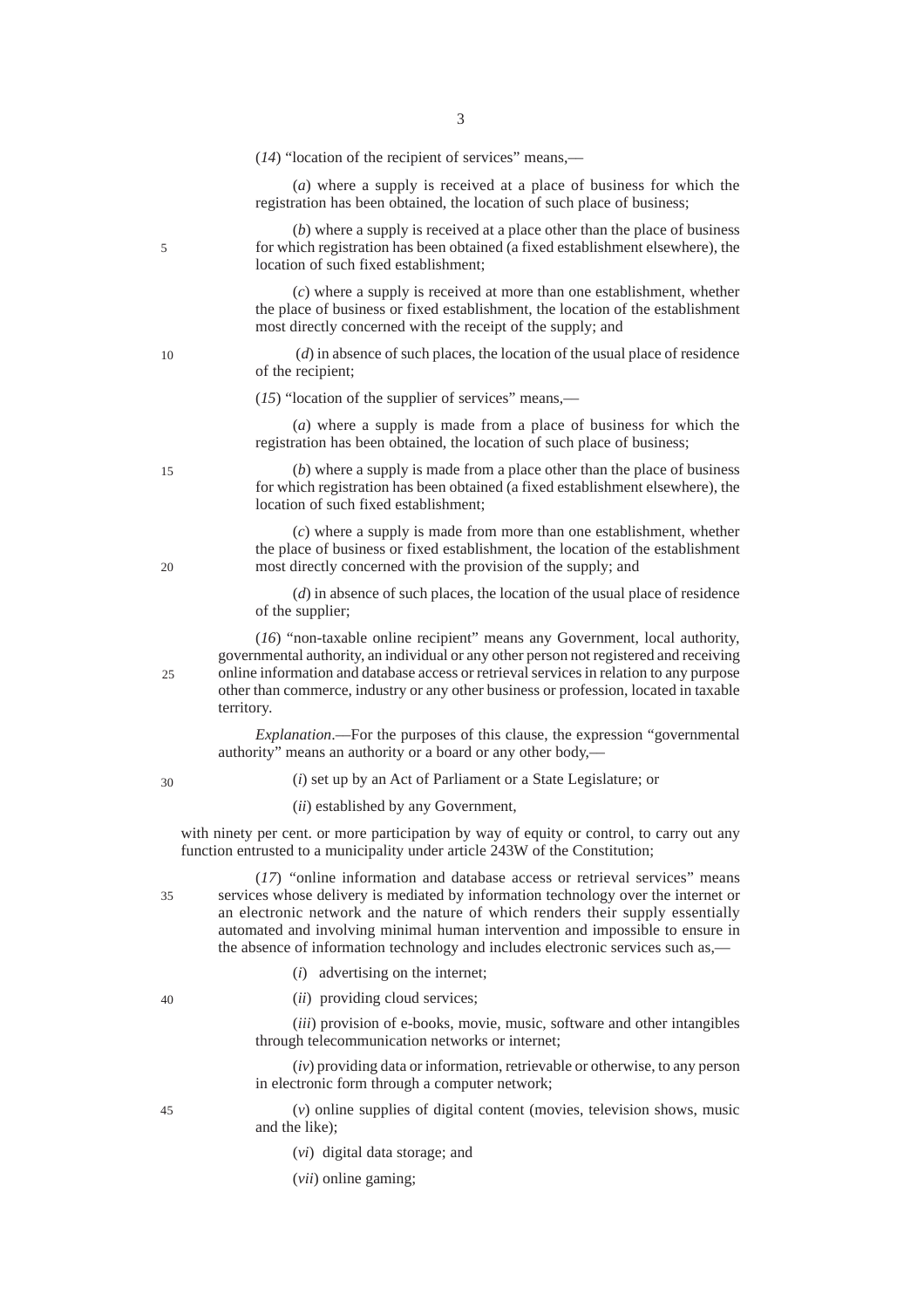(*14*) "location of the recipient of services" means,—

(*a*) where a supply is received at a place of business for which the registration has been obtained, the location of such place of business;

(*b*) where a supply is received at a place other than the place of business for which registration has been obtained (a fixed establishment elsewhere), the location of such fixed establishment;

(*c*) where a supply is received at more than one establishment, whether the place of business or fixed establishment, the location of the establishment most directly concerned with the receipt of the supply; and

(*d*) in absence of such places, the location of the usual place of residence of the recipient;

(*15*) "location of the supplier of services" means,—

(*a*) where a supply is made from a place of business for which the registration has been obtained, the location of such place of business;

(*b*) where a supply is made from a place other than the place of business for which registration has been obtained (a fixed establishment elsewhere), the location of such fixed establishment;

(*c*) where a supply is made from more than one establishment, whether the place of business or fixed establishment, the location of the establishment most directly concerned with the provision of the supply; and

(*d*) in absence of such places, the location of the usual place of residence of the supplier;

(*16*) "non-taxable online recipient" means any Government, local authority, governmental authority, an individual or any other person not registered and receiving online information and database access or retrieval services in relation to any purpose other than commerce, industry or any other business or profession, located in taxable territory.

*Explanation*.—For the purposes of this clause, the expression "governmental authority" means an authority or a board or any other body,—

(*i*) set up by an Act of Parliament or a State Legislature; or

(*ii*) established by any Government,

with ninety per cent. or more participation by way of equity or control, to carry out any function entrusted to a municipality under article 243W of the Constitution;

(*17*) "online information and database access or retrieval services" means services whose delivery is mediated by information technology over the internet or an electronic network and the nature of which renders their supply essentially automated and involving minimal human intervention and impossible to ensure in the absence of information technology and includes electronic services such as,—

(*i*) advertising on the internet;

(*ii*) providing cloud services;

(*iii*) provision of e-books, movie, music, software and other intangibles through telecommunication networks or internet;

(*iv*) providing data or information, retrievable or otherwise, to any person in electronic form through a computer network;

(*v*) online supplies of digital content (movies, television shows, music and the like);

(*vi*) digital data storage; and

(*vii*) online gaming;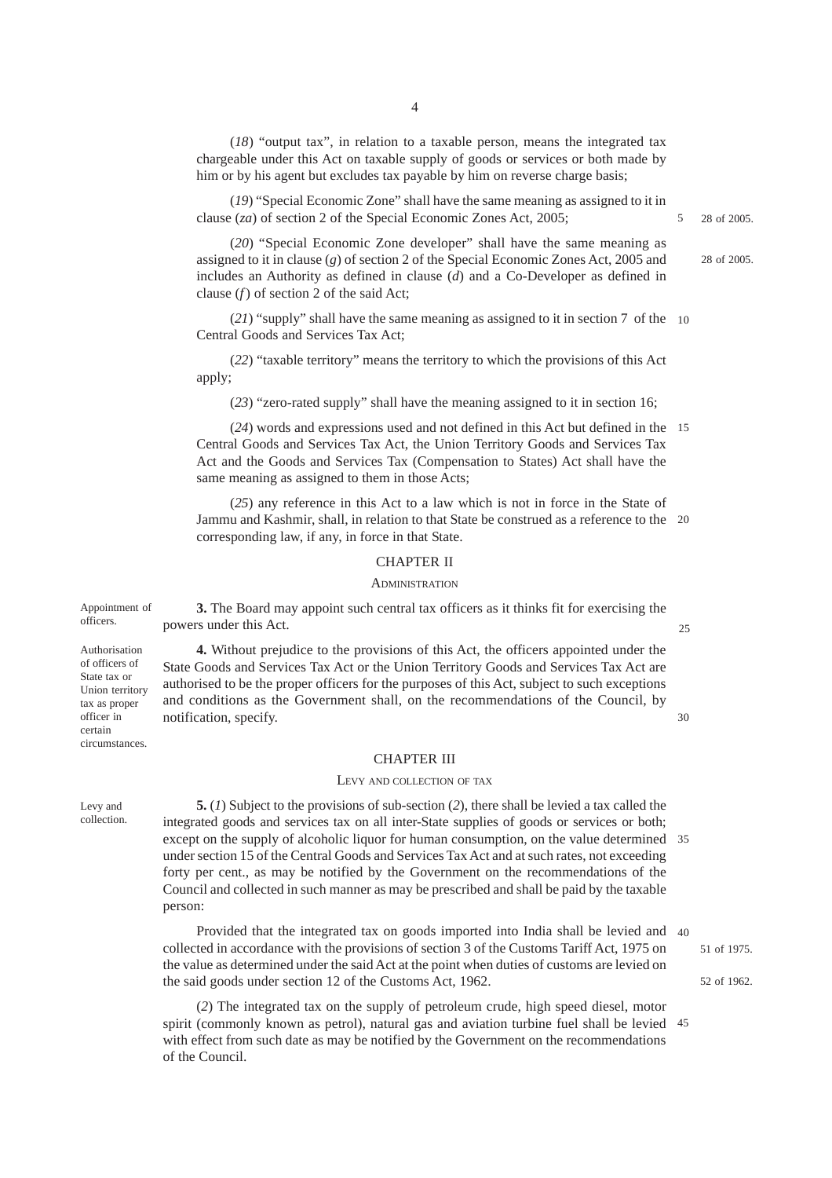(*18*) "output tax", in relation to a taxable person, means the integrated tax chargeable under this Act on taxable supply of goods or services or both made by him or by his agent but excludes tax payable by him on reverse charge basis;

(*19*) "Special Economic Zone" shall have the same meaning as assigned to it in clause (*za*) of section 2 of the Special Economic Zones Act, 2005; 28 of 2005.

(*20*) "Special Economic Zone developer" shall have the same meaning as assigned to it in clause (*g*) of section 2 of the Special Economic Zones Act, 2005 and includes an Authority as defined in clause (*d*) and a Co-Developer as defined in clause (*f*) of section 2 of the said Act; 28 of 2005.

(*21*) "supply" shall have the same meaning as assigned to it in section 7 of the Central Goods and Services Tax Act;

(*22*) "taxable territory" means the territory to which the provisions of this Act apply;

(*23*) "zero-rated supply" shall have the meaning assigned to it in section 16;

(*24*) words and expressions used and not defined in this Act but defined in the Central Goods and Services Tax Act, the Union Territory Goods and Services Tax Act and the Goods and Services Tax (Compensation to States) Act shall have the same meaning as assigned to them in those Acts;

(*25*) any reference in this Act to a law which is not in force in the State of Jammu and Kashmir, shall, in relation to that State be construed as a reference to the corresponding law, if any, in force in that State.

## CHAPTER II

### ADMINISTRATION

Appointment of officers.

**3.** The Board may appoint such central tax officers as it thinks fit for exercising the powers under this Act.

Authorisation of officers of State tax or Union territory tax as proper officer in certain circumstances.

**4.** Without prejudice to the provisions of this Act, the officers appointed under the State Goods and Services Tax Act or the Union Territory Goods and Services Tax Act are authorised to be the proper officers for the purposes of this Act, subject to such exceptions and conditions as the Government shall, on the recommendations of the Council, by notification, specify.

## CHAPTER III

### LEVY AND COLLECTION OF TAX

Levy and collection.

**5.** (*1*) Subject to the provisions of sub-section (*2*), there shall be levied a tax called the integrated goods and services tax on all inter-State supplies of goods or services or both; except on the supply of alcoholic liquor for human consumption, on the value determined under section 15 of the Central Goods and Services Tax Act and at such rates, not exceeding forty per cent., as may be notified by the Government on the recommendations of the Council and collected in such manner as may be prescribed and shall be paid by the taxable person:

Provided that the integrated tax on goods imported into India shall be levied and collected in accordance with the provisions of section 3 of the Customs Tariff Act, 1975 on the value as determined under the said Act at the point when duties of customs are levied on the said goods under section 12 of the Customs Act, 1962. 51 of 1975. 52 of 1962.

(*2*) The integrated tax on the supply of petroleum crude, high speed diesel, motor spirit (commonly known as petrol), natural gas and aviation turbine fuel shall be levied with effect from such date as may be notified by the Government on the recommendations of the Council.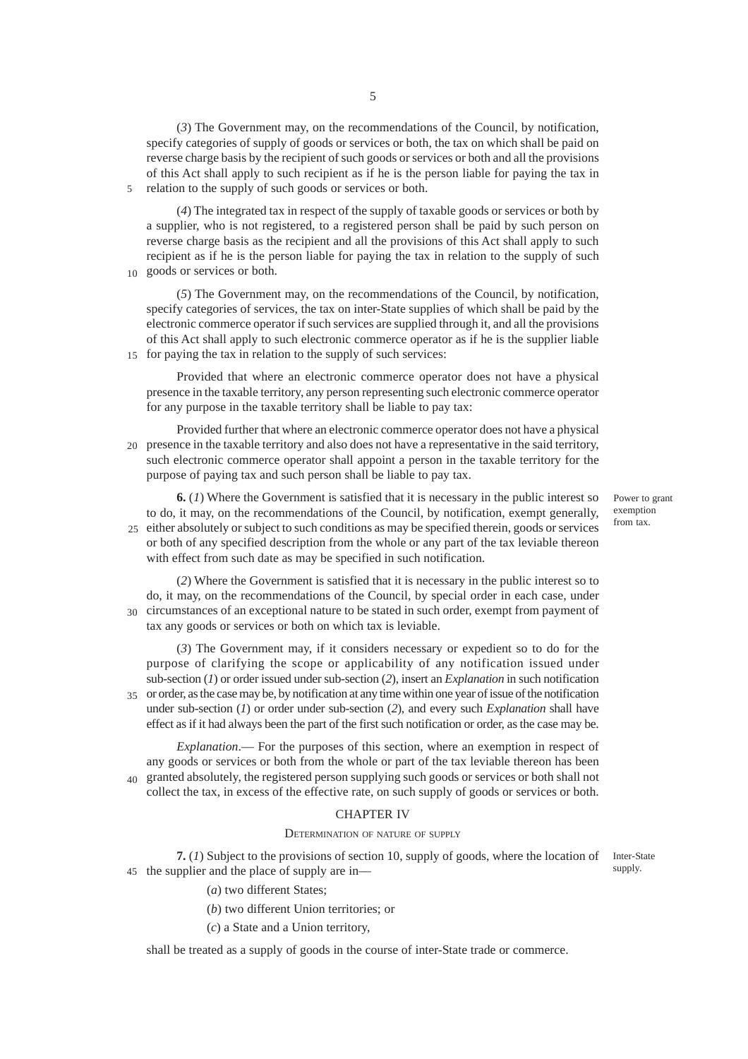(*3*) The Government may, on the recommendations of the Council, by notification, specify categories of supply of goods or services or both, the tax on which shall be paid on reverse charge basis by the recipient of such goods or services or both and all the provisions of this Act shall apply to such recipient as if he is the person liable for paying the tax in relation to the supply of such goods or services or both.

(*4*) The integrated tax in respect of the supply of taxable goods or services or both by a supplier, who is not registered, to a registered person shall be paid by such person on reverse charge basis as the recipient and all the provisions of this Act shall apply to such recipient as if he is the person liable for paying the tax in relation to the supply of such goods or services or both.

(*5*) The Government may, on the recommendations of the Council, by notification, specify categories of services, the tax on inter-State supplies of which shall be paid by the electronic commerce operator if such services are supplied through it, and all the provisions of this Act shall apply to such electronic commerce operator as if he is the supplier liable for paying the tax in relation to the supply of such services:

Provided that where an electronic commerce operator does not have a physical presence in the taxable territory, any person representing such electronic commerce operator for any purpose in the taxable territory shall be liable to pay tax:

Provided further that where an electronic commerce operator does not have a physical presence in the taxable territory and also does not have a representative in the said territory, such electronic commerce operator shall appoint a person in the taxable territory for the purpose of paying tax and such person shall be liable to pay tax.

*Power to grant exemption from tax.*

**6.** (*1*) Where the Government is satisfied that it is necessary in the public interest so to do, it may, on the recommendations of the Council, by notification, exempt generally, either absolutely or subject to such conditions as may be specified therein, goods or services or both of any specified description from the whole or any part of the tax leviable thereon with effect from such date as may be specified in such notification.

(*2*) Where the Government is satisfied that it is necessary in the public interest so to do, it may, on the recommendations of the Council, by special order in each case, under circumstances of an exceptional nature to be stated in such order, exempt from payment of tax any goods or services or both on which tax is leviable.

(*3*) The Government may, if it considers necessary or expedient so to do for the purpose of clarifying the scope or applicability of any notification issued under sub-section (*1*) or order issued under sub-section (*2*), insert an *Explanation* in such notification or order, as the case may be, by notification at any time within one year of issue of the notification under sub-section (*1*) or order under sub-section (*2*), and every such *Explanation* shall have effect as if it had always been the part of the first such notification or order, as the case may be.

*Explanation*.— For the purposes of this section, where an exemption in respect of any goods or services or both from the whole or part of the tax leviable thereon has been granted absolutely, the registered person supplying such goods or services or both shall not collect the tax, in excess of the effective rate, on such supply of goods or services or both.

## CHAPTER IV

### DETERMINATION OF NATURE OF SUPPLY

*Inter-State supply.*

**7.** (*1*) Subject to the provisions of section 10, supply of goods, where the location of the supplier and the place of supply are in—

(*a*) two different States;

(*b*) two different Union territories; or

(*c*) a State and a Union territory,

shall be treated as a supply of goods in the course of inter-State trade or commerce.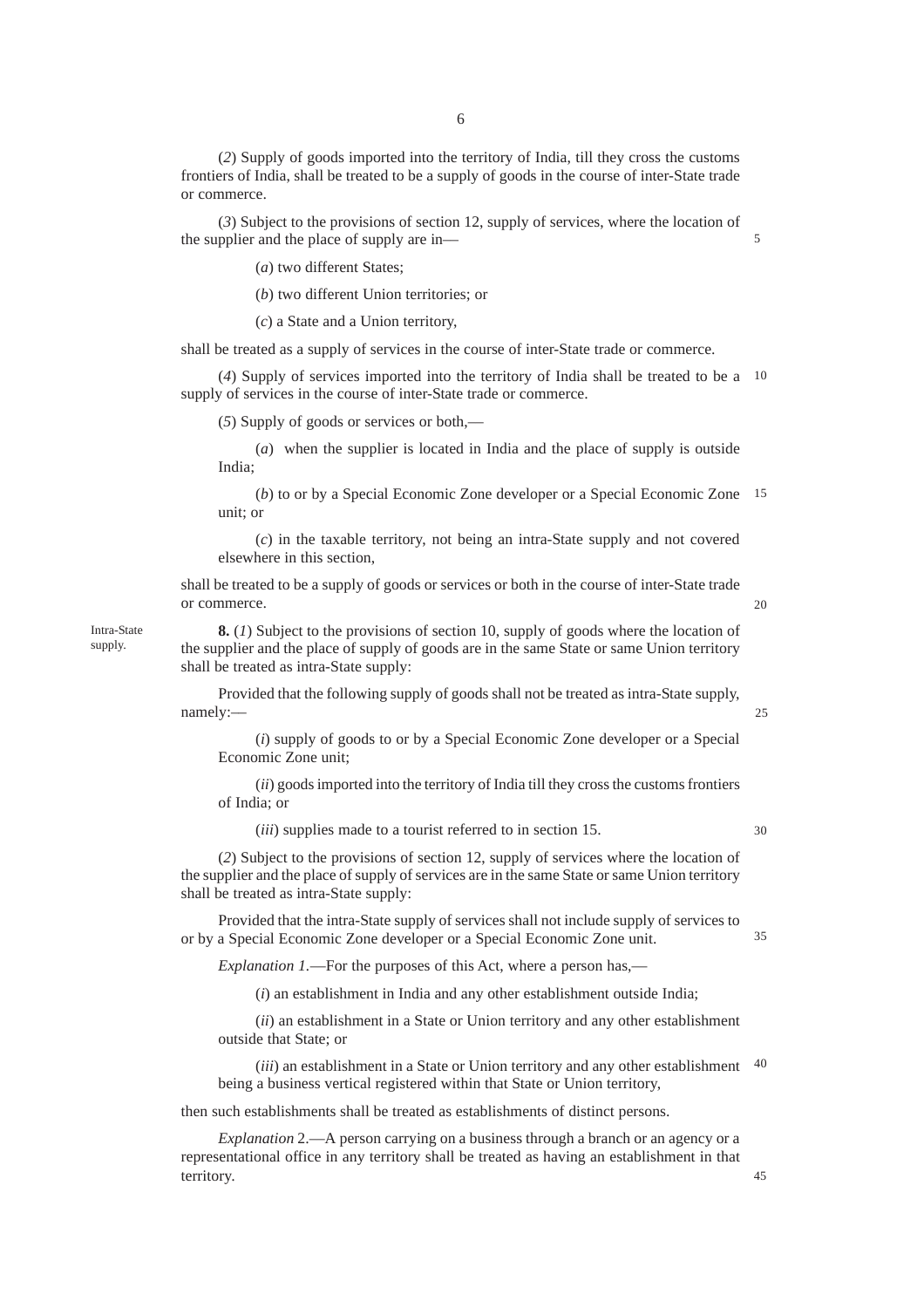(*2*) Supply of goods imported into the territory of India, till they cross the customs frontiers of India, shall be treated to be a supply of goods in the course of inter-State trade or commerce.

(*3*) Subject to the provisions of section 12, supply of services, where the location of the supplier and the place of supply are in—

(*a*) two different States;

(*b*) two different Union territories; or

(*c*) a State and a Union territory,

shall be treated as a supply of services in the course of inter-State trade or commerce.

(*4*) Supply of services imported into the territory of India shall be treated to be a supply of services in the course of inter-State trade or commerce.

(*5*) Supply of goods or services or both,—

(*a*) when the supplier is located in India and the place of supply is outside India;

(*b*) to or by a Special Economic Zone developer or a Special Economic Zone unit; or

(*c*) in the taxable territory, not being an intra-State supply and not covered elsewhere in this section,

shall be treated to be a supply of goods or services or both in the course of inter-State trade or commerce.

Intra-State supply.

**8.** (*1*) Subject to the provisions of section 10, supply of goods where the location of the supplier and the place of supply of goods are in the same State or same Union territory shall be treated as intra-State supply:

Provided that the following supply of goods shall not be treated as intra-State supply, namely:—

(*i*) supply of goods to or by a Special Economic Zone developer or a Special Economic Zone unit;

(*ii*) goods imported into the territory of India till they cross the customs frontiers of India; or

(*iii*) supplies made to a tourist referred to in section 15.

(*2*) Subject to the provisions of section 12, supply of services where the location of the supplier and the place of supply of services are in the same State or same Union territory shall be treated as intra-State supply:

Provided that the intra-State supply of services shall not include supply of services to or by a Special Economic Zone developer or a Special Economic Zone unit.

*Explanation 1*.—For the purposes of this Act, where a person has,—

(*i*) an establishment in India and any other establishment outside India;

(*ii*) an establishment in a State or Union territory and any other establishment outside that State; or

(*iii*) an establishment in a State or Union territory and any other establishment being a business vertical registered within that State or Union territory,

then such establishments shall be treated as establishments of distinct persons.

*Explanation* 2.—A person carrying on a business through a branch or an agency or a representational office in any territory shall be treated as having an establishment in that territory.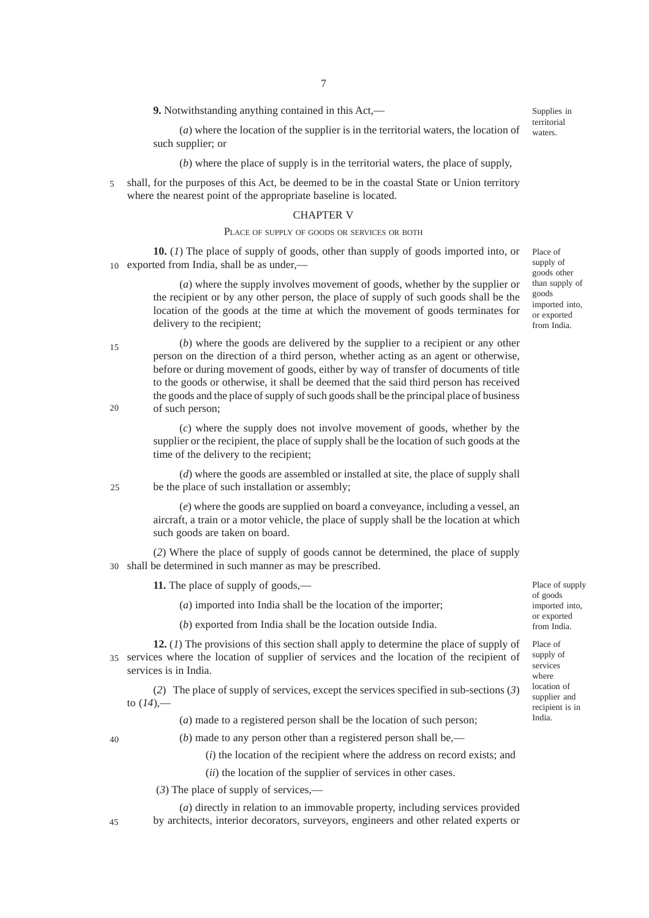**9.** Notwithstanding anything contained in this Act,—

Supplies in territorial waters.

(*a*) where the location of the supplier is in the territorial waters, the location of such supplier; or

(*b*) where the place of supply is in the territorial waters, the place of supply,

shall, for the purposes of this Act, be deemed to be in the coastal State or Union territory where the nearest point of the appropriate baseline is located.

## CHAPTER V

### PLACE OF SUPPLY OF GOODS OR SERVICES OR BOTH

**10.** (*1*) The place of supply of goods, other than supply of goods imported into, or exported from India, shall be as under,—

Place of supply of goods other than supply of goods imported into, or exported from India.

(*a*) where the supply involves movement of goods, whether by the supplier or the recipient or by any other person, the place of supply of such goods shall be the location of the goods at the time at which the movement of goods terminates for delivery to the recipient;

(*b*) where the goods are delivered by the supplier to a recipient or any other person on the direction of a third person, whether acting as an agent or otherwise, before or during movement of goods, either by way of transfer of documents of title to the goods or otherwise, it shall be deemed that the said third person has received the goods and the place of supply of such goods shall be the principal place of business of such person;

(*c*) where the supply does not involve movement of goods, whether by the supplier or the recipient, the place of supply shall be the location of such goods at the time of the delivery to the recipient;

(*d*) where the goods are assembled or installed at site, the place of supply shall be the place of such installation or assembly;

(*e*) where the goods are supplied on board a conveyance, including a vessel, an aircraft, a train or a motor vehicle, the place of supply shall be the location at which such goods are taken on board.

(*2*) Where the place of supply of goods cannot be determined, the place of supply shall be determined in such manner as may be prescribed.

**11.** The place of supply of goods,—

Place of supply of goods imported into, or exported from India.

(*a*) imported into India shall be the location of the importer;

(*b*) exported from India shall be the location outside India.

**12.** (*1*) The provisions of this section shall apply to determine the place of supply of services where the location of supplier of services and the location of the recipient of services is in India.

Place of supply of services where location of supplier and recipient is in India.

(*2*) The place of supply of services, except the services specified in sub-sections (*3*) to (*14*),—

(*a*) made to a registered person shall be the location of such person;

(*b*) made to any person other than a registered person shall be,—

(*i*) the location of the recipient where the address on record exists; and

(*ii*) the location of the supplier of services in other cases.

(*3*) The place of supply of services,—

(*a*) directly in relation to an immovable property, including services provided by architects, interior decorators, surveyors, engineers and other related experts or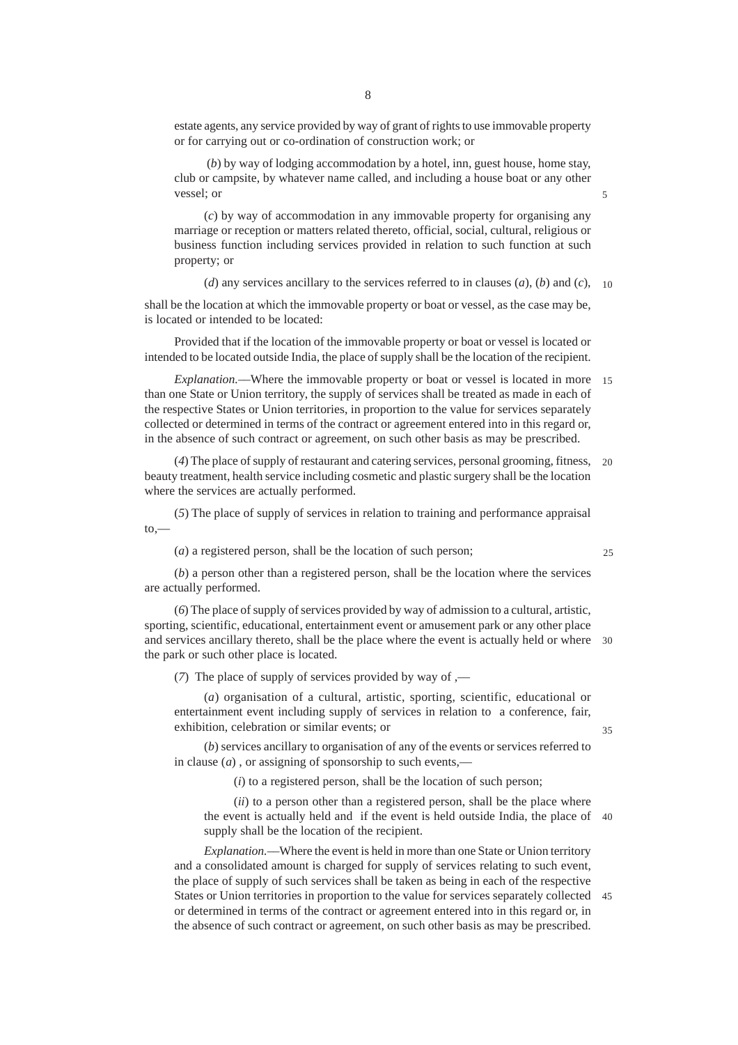estate agents, any service provided by way of grant of rights to use immovable property or for carrying out or co-ordination of construction work; or

(*b*) by way of lodging accommodation by a hotel, inn, guest house, home stay, club or campsite, by whatever name called, and including a house boat or any other vessel; or

(*c*) by way of accommodation in any immovable property for organising any marriage or reception or matters related thereto, official, social, cultural, religious or business function including services provided in relation to such function at such property; or

(*d*) any services ancillary to the services referred to in clauses (*a*), (*b*) and (*c*),

shall be the location at which the immovable property or boat or vessel, as the case may be, is located or intended to be located:

Provided that if the location of the immovable property or boat or vessel is located or intended to be located outside India, the place of supply shall be the location of the recipient.

*Explanation.*—Where the immovable property or boat or vessel is located in more than one State or Union territory, the supply of services shall be treated as made in each of the respective States or Union territories, in proportion to the value for services separately collected or determined in terms of the contract or agreement entered into in this regard or, in the absence of such contract or agreement, on such other basis as may be prescribed.

(*4*) The place of supply of restaurant and catering services, personal grooming, fitness, beauty treatment, health service including cosmetic and plastic surgery shall be the location where the services are actually performed.

(*5*) The place of supply of services in relation to training and performance appraisal to,—

(*a*) a registered person, shall be the location of such person;

(*b*) a person other than a registered person, shall be the location where the services are actually performed.

(*6*) The place of supply of services provided by way of admission to a cultural, artistic, sporting, scientific, educational, entertainment event or amusement park or any other place and services ancillary thereto, shall be the place where the event is actually held or where the park or such other place is located.

(*7*) The place of supply of services provided by way of ,—

(*a*) organisation of a cultural, artistic, sporting, scientific, educational or entertainment event including supply of services in relation to a conference, fair, exhibition, celebration or similar events; or

(*b*) services ancillary to organisation of any of the events or services referred to in clause (*a*) , or assigning of sponsorship to such events,—

(*i*) to a registered person, shall be the location of such person;

(*ii*) to a person other than a registered person, shall be the place where the event is actually held and if the event is held outside India, the place of supply shall be the location of the recipient.

*Explanation.*—Where the event is held in more than one State or Union territory and a consolidated amount is charged for supply of services relating to such event, the place of supply of such services shall be taken as being in each of the respective States or Union territories in proportion to the value for services separately collected or determined in terms of the contract or agreement entered into in this regard or, in the absence of such contract or agreement, on such other basis as may be prescribed.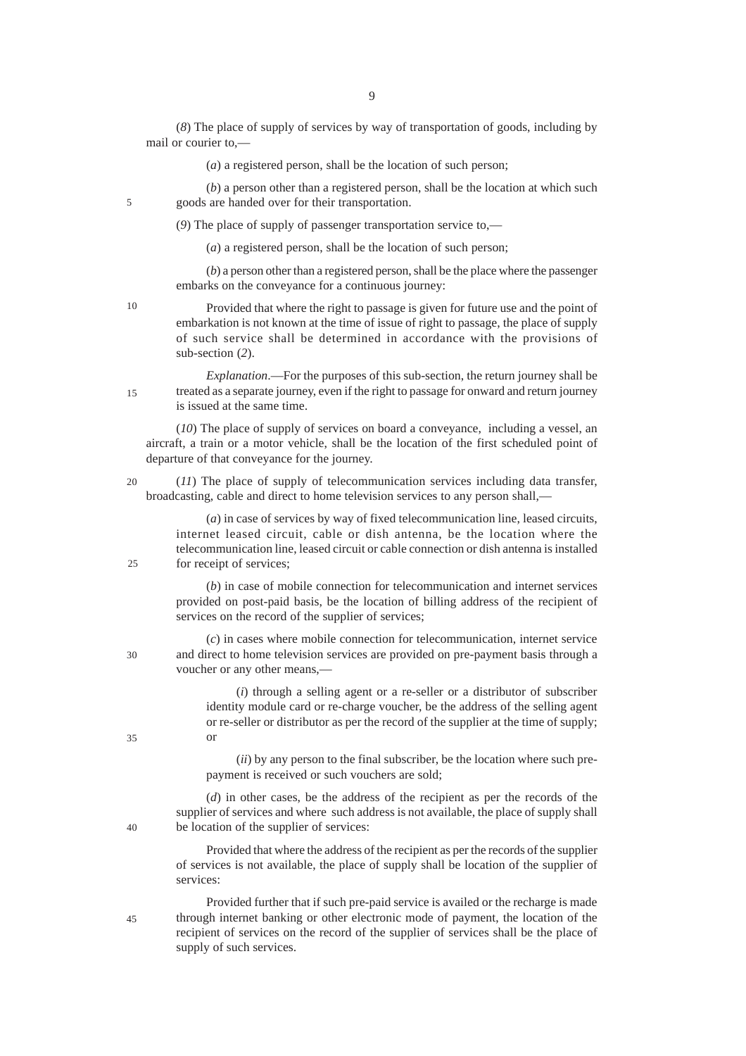(*8*) The place of supply of services by way of transportation of goods, including by mail or courier to,—

(*a*) a registered person, shall be the location of such person;

(*b*) a person other than a registered person, shall be the location at which such goods are handed over for their transportation.

(*9*) The place of supply of passenger transportation service to,—

(*a*) a registered person, shall be the location of such person;

(*b*) a person other than a registered person, shall be the place where the passenger embarks on the conveyance for a continuous journey:

Provided that where the right to passage is given for future use and the point of embarkation is not known at the time of issue of right to passage, the place of supply of such service shall be determined in accordance with the provisions of sub-section (*2*).

*Explanation*.—For the purposes of this sub-section, the return journey shall be treated as a separate journey, even if the right to passage for onward and return journey is issued at the same time.

(*10*) The place of supply of services on board a conveyance, including a vessel, an aircraft, a train or a motor vehicle, shall be the location of the first scheduled point of departure of that conveyance for the journey.

(*11*) The place of supply of telecommunication services including data transfer, broadcasting, cable and direct to home television services to any person shall,—

(*a*) in case of services by way of fixed telecommunication line, leased circuits, internet leased circuit, cable or dish antenna, be the location where the telecommunication line, leased circuit or cable connection or dish antenna is installed for receipt of services;

(*b*) in case of mobile connection for telecommunication and internet services provided on post-paid basis, be the location of billing address of the recipient of services on the record of the supplier of services;

(*c*) in cases where mobile connection for telecommunication, internet service and direct to home television services are provided on pre-payment basis through a voucher or any other means,—

(*i*) through a selling agent or a re-seller or a distributor of subscriber identity module card or re-charge voucher, be the address of the selling agent or re-seller or distributor as per the record of the supplier at the time of supply; or

(*ii*) by any person to the final subscriber, be the location where such pre-payment is received or such vouchers are sold;

(*d*) in other cases, be the address of the recipient as per the records of the supplier of services and where such address is not available, the place of supply shall be location of the supplier of services:

Provided that where the address of the recipient as per the records of the supplier of services is not available, the place of supply shall be location of the supplier of services:

Provided further that if such pre-paid service is availed or the recharge is made through internet banking or other electronic mode of payment, the location of the recipient of services on the record of the supplier of services shall be the place of supply of such services.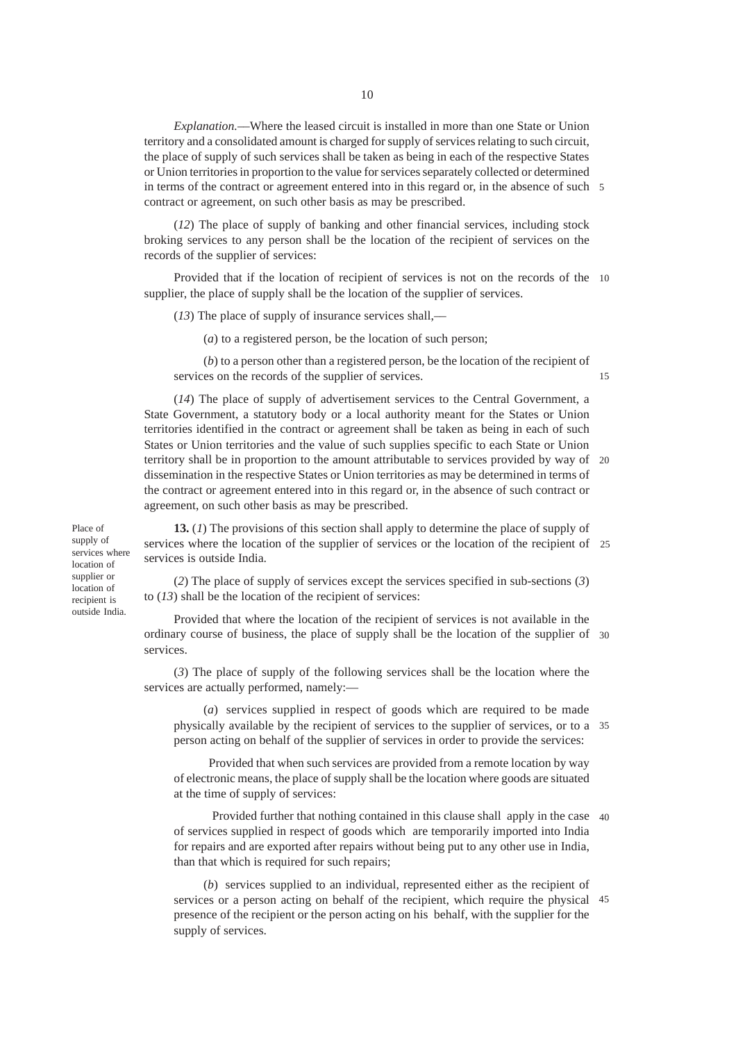*Explanation*.—Where the leased circuit is installed in more than one State or Union territory and a consolidated amount is charged for supply of services relating to such circuit, the place of supply of such services shall be taken as being in each of the respective States or Union territories in proportion to the value for services separately collected or determined in terms of the contract or agreement entered into in this regard or, in the absence of such contract or agreement, on such other basis as may be prescribed.

(*12*) The place of supply of banking and other financial services, including stock broking services to any person shall be the location of the recipient of services on the records of the supplier of services:

Provided that if the location of recipient of services is not on the records of the supplier, the place of supply shall be the location of the supplier of services.

(*13*) The place of supply of insurance services shall,—

(*a*) to a registered person, be the location of such person;

(*b*) to a person other than a registered person, be the location of the recipient of services on the records of the supplier of services.

(*14*) The place of supply of advertisement services to the Central Government, a State Government, a statutory body or a local authority meant for the States or Union territories identified in the contract or agreement shall be taken as being in each of such States or Union territories and the value of such supplies specific to each State or Union territory shall be in proportion to the amount attributable to services provided by way of dissemination in the respective States or Union territories as may be determined in terms of the contract or agreement entered into in this regard or, in the absence of such contract or agreement, on such other basis as may be prescribed.

Place of supply of services where location of supplier or location of recipient is outside India.

**13.** (*1*) The provisions of this section shall apply to determine the place of supply of services where the location of the supplier of services or the location of the recipient of services is outside India.

(*2*) The place of supply of services except the services specified in sub-sections (*3*) to (*13*) shall be the location of the recipient of services:

Provided that where the location of the recipient of services is not available in the ordinary course of business, the place of supply shall be the location of the supplier of services.

(*3*) The place of supply of the following services shall be the location where the services are actually performed, namely:—

(*a*) services supplied in respect of goods which are required to be made physically available by the recipient of services to the supplier of services, or to a person acting on behalf of the supplier of services in order to provide the services:

Provided that when such services are provided from a remote location by way of electronic means, the place of supply shall be the location where goods are situated at the time of supply of services:

Provided further that nothing contained in this clause shall apply in the case of services supplied in respect of goods which are temporarily imported into India for repairs and are exported after repairs without being put to any other use in India, than that which is required for such repairs;

(*b*) services supplied to an individual, represented either as the recipient of services or a person acting on behalf of the recipient, which require the physical presence of the recipient or the person acting on his behalf, with the supplier for the supply of services.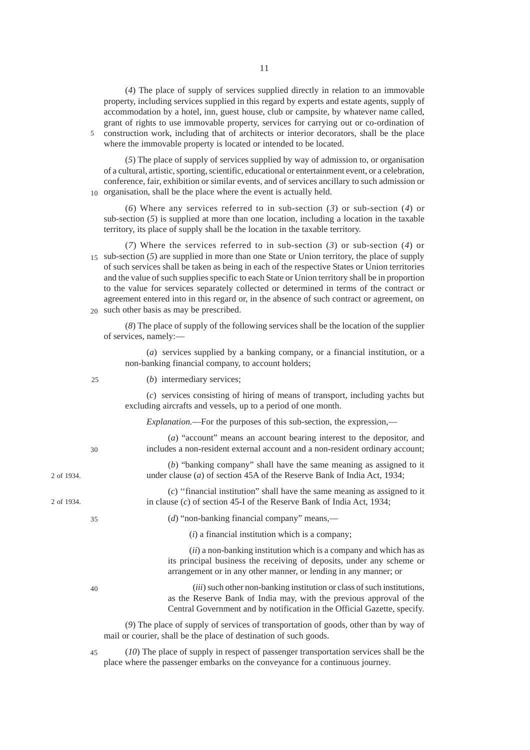(*4*) The place of supply of services supplied directly in relation to an immovable property, including services supplied in this regard by experts and estate agents, supply of accommodation by a hotel, inn, guest house, club or campsite, by whatever name called, grant of rights to use immovable property, services for carrying out or co-ordination of construction work, including that of architects or interior decorators, shall be the place where the immovable property is located or intended to be located.

(*5*) The place of supply of services supplied by way of admission to, or organisation of a cultural, artistic, sporting, scientific, educational or entertainment event, or a celebration, conference, fair, exhibition or similar events, and of services ancillary to such admission or organisation, shall be the place where the event is actually held.

(*6*) Where any services referred to in sub-section (*3*) or sub-section (*4*) or sub-section (*5*) is supplied at more than one location, including a location in the taxable territory, its place of supply shall be the location in the taxable territory.

(*7*) Where the services referred to in sub-section (*3*) or sub-section (*4*) or sub-section (*5*) are supplied in more than one State or Union territory, the place of supply of such services shall be taken as being in each of the respective States or Union territories and the value of such supplies specific to each State or Union territory shall be in proportion to the value for services separately collected or determined in terms of the contract or agreement entered into in this regard or, in the absence of such contract or agreement, on such other basis as may be prescribed.

(*8*) The place of supply of the following services shall be the location of the supplier of services, namely:—

(*a*) services supplied by a banking company, or a financial institution, or a non-banking financial company, to account holders;

(*b*) intermediary services;

(*c*) services consisting of hiring of means of transport, including yachts but excluding aircrafts and vessels, up to a period of one month.

*Explanation*.—For the purposes of this sub-section, the expression,—

(*a*) "account" means an account bearing interest to the depositor, and includes a non-resident external account and a non-resident ordinary account;

(*b*) "banking company" shall have the same meaning as assigned to it under clause (*a*) of section 45A of the Reserve Bank of India Act, 1934; (2 of 1934.)

(*c*) ''financial institution" shall have the same meaning as assigned to it in clause (*c*) of section 45-I of the Reserve Bank of India Act, 1934; (2 of 1934.)

(*d*) "non-banking financial company" means,—

(*i*) a financial institution which is a company;

(*ii*) a non-banking institution which is a company and which has as its principal business the receiving of deposits, under any scheme or arrangement or in any other manner, or lending in any manner; or

(*iii*) such other non-banking institution or class of such institutions, as the Reserve Bank of India may, with the previous approval of the Central Government and by notification in the Official Gazette, specify.

(*9*) The place of supply of services of transportation of goods, other than by way of mail or courier, shall be the place of destination of such goods.

(*10*) The place of supply in respect of passenger transportation services shall be the place where the passenger embarks on the conveyance for a continuous journey.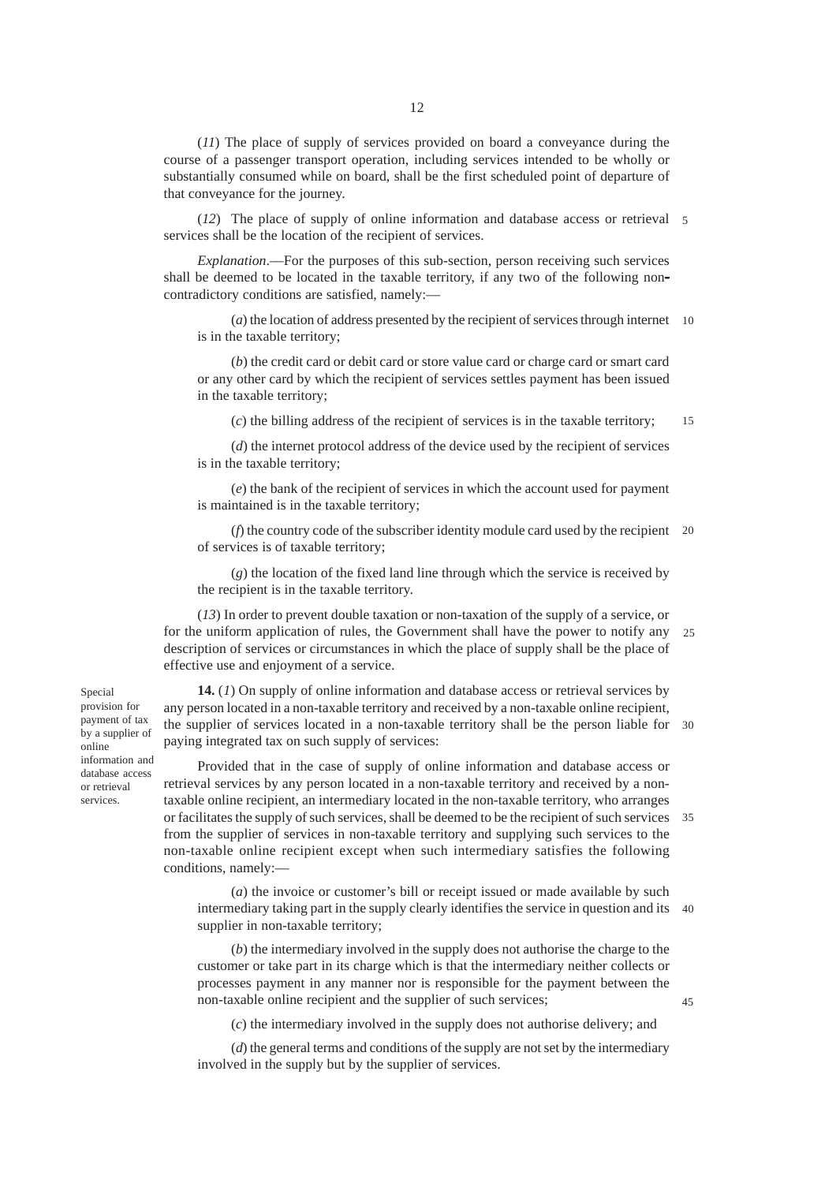(*11*) The place of supply of services provided on board a conveyance during the course of a passenger transport operation, including services intended to be wholly or substantially consumed while on board, shall be the first scheduled point of departure of that conveyance for the journey.

(*12*) The place of supply of online information and database access or retrieval services shall be the location of the recipient of services.

*Explanation*.—For the purposes of this sub-section, person receiving such services shall be deemed to be located in the taxable territory, if any two of the following non-contradictory conditions are satisfied, namely:—

(*a*) the location of address presented by the recipient of services through internet is in the taxable territory;

(*b*) the credit card or debit card or store value card or charge card or smart card or any other card by which the recipient of services settles payment has been issued in the taxable territory;

(*c*) the billing address of the recipient of services is in the taxable territory;

(*d*) the internet protocol address of the device used by the recipient of services is in the taxable territory;

(*e*) the bank of the recipient of services in which the account used for payment is maintained is in the taxable territory;

(*f*) the country code of the subscriber identity module card used by the recipient of services is of taxable territory;

(*g*) the location of the fixed land line through which the service is received by the recipient is in the taxable territory.

(*13*) In order to prevent double taxation or non-taxation of the supply of a service, or for the uniform application of rules, the Government shall have the power to notify any description of services or circumstances in which the place of supply shall be the place of effective use and enjoyment of a service.

*Special provision for payment of tax by a supplier of online information and database access or retrieval services.*

**14.** (*1*) On supply of online information and database access or retrieval services by any person located in a non-taxable territory and received by a non-taxable online recipient, the supplier of services located in a non-taxable territory shall be the person liable for paying integrated tax on such supply of services:

Provided that in the case of supply of online information and database access or retrieval services by any person located in a non-taxable territory and received by a non-taxable online recipient, an intermediary located in the non-taxable territory, who arranges or facilitates the supply of such services, shall be deemed to be the recipient of such services from the supplier of services in non-taxable territory and supplying such services to the non-taxable online recipient except when such intermediary satisfies the following conditions, namely:—

(*a*) the invoice or customer's bill or receipt issued or made available by such intermediary taking part in the supply clearly identifies the service in question and its supplier in non-taxable territory;

(*b*) the intermediary involved in the supply does not authorise the charge to the customer or take part in its charge which is that the intermediary neither collects or processes payment in any manner nor is responsible for the payment between the non-taxable online recipient and the supplier of such services;

(*c*) the intermediary involved in the supply does not authorise delivery; and

(*d*) the general terms and conditions of the supply are not set by the intermediary involved in the supply but by the supplier of services.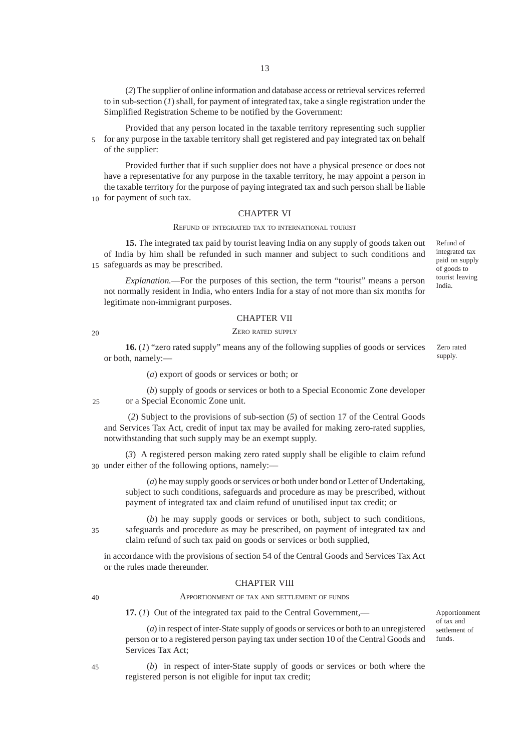(*2*) The supplier of online information and database access or retrieval services referred to in sub-section (*1*) shall, for payment of integrated tax, take a single registration under the Simplified Registration Scheme to be notified by the Government:

Provided that any person located in the taxable territory representing such supplier for any purpose in the taxable territory shall get registered and pay integrated tax on behalf of the supplier:

Provided further that if such supplier does not have a physical presence or does not have a representative for any purpose in the taxable territory, he may appoint a person in the taxable territory for the purpose of paying integrated tax and such person shall be liable for payment of such tax.

## CHAPTER VI

### REFUND OF INTEGRATED TAX TO INTERNATIONAL TOURIST

*Refund of integrated tax paid on supply of goods to tourist leaving India.*

**15.** The integrated tax paid by tourist leaving India on any supply of goods taken out of India by him shall be refunded in such manner and subject to such conditions and safeguards as may be prescribed.

*Explanation.*—For the purposes of this section, the term "tourist" means a person not normally resident in India, who enters India for a stay of not more than six months for legitimate non-immigrant purposes.

## CHAPTER VII

### ZERO RATED SUPPLY

*Zero rated supply.*

**16.** (*1*) "zero rated supply" means any of the following supplies of goods or services or both, namely:—

(*a*) export of goods or services or both; or

(*b*) supply of goods or services or both to a Special Economic Zone developer or a Special Economic Zone unit.

(*2*) Subject to the provisions of sub-section (*5*) of section 17 of the Central Goods and Services Tax Act, credit of input tax may be availed for making zero-rated supplies, notwithstanding that such supply may be an exempt supply.

(*3*) A registered person making zero rated supply shall be eligible to claim refund under either of the following options, namely:—

(*a*) he may supply goods or services or both under bond or Letter of Undertaking, subject to such conditions, safeguards and procedure as may be prescribed, without payment of integrated tax and claim refund of unutilised input tax credit; or

(*b*) he may supply goods or services or both, subject to such conditions, safeguards and procedure as may be prescribed, on payment of integrated tax and claim refund of such tax paid on goods or services or both supplied,

in accordance with the provisions of section 54 of the Central Goods and Services Tax Act or the rules made thereunder.

## CHAPTER VIII

### APPORTIONMENT OF TAX AND SETTLEMENT OF FUNDS

*Apportionment of tax and settlement of funds.*

**17.** (*1*) Out of the integrated tax paid to the Central Government,—

(*a*) in respect of inter-State supply of goods or services or both to an unregistered person or to a registered person paying tax under section 10 of the Central Goods and Services Tax Act;

(*b*) in respect of inter-State supply of goods or services or both where the registered person is not eligible for input tax credit;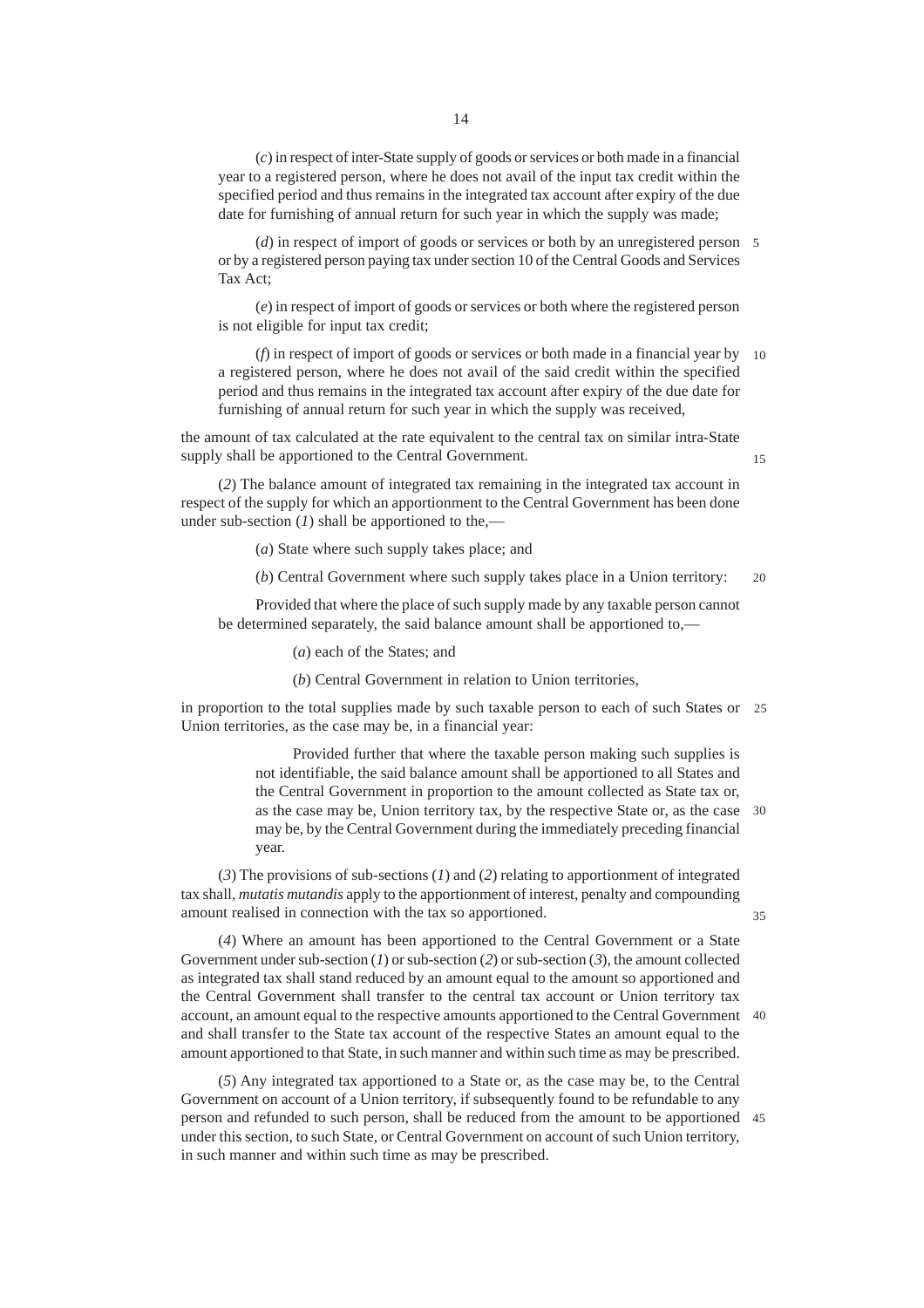(*c*) in respect of inter-State supply of goods or services or both made in a financial year to a registered person, where he does not avail of the input tax credit within the specified period and thus remains in the integrated tax account after expiry of the due date for furnishing of annual return for such year in which the supply was made;

(*d*) in respect of import of goods or services or both by an unregistered person or by a registered person paying tax under section 10 of the Central Goods and Services Tax Act;

(*e*) in respect of import of goods or services or both where the registered person is not eligible for input tax credit;

(*f*) in respect of import of goods or services or both made in a financial year by a registered person, where he does not avail of the said credit within the specified period and thus remains in the integrated tax account after expiry of the due date for furnishing of annual return for such year in which the supply was received,

the amount of tax calculated at the rate equivalent to the central tax on similar intra-State supply shall be apportioned to the Central Government.

(*2*) The balance amount of integrated tax remaining in the integrated tax account in respect of the supply for which an apportionment to the Central Government has been done under sub-section (*1*) shall be apportioned to the,—

(*a*) State where such supply takes place; and

(*b*) Central Government where such supply takes place in a Union territory:

Provided that where the place of such supply made by any taxable person cannot be determined separately, the said balance amount shall be apportioned to,—

(*a*) each of the States; and

(*b*) Central Government in relation to Union territories,

in proportion to the total supplies made by such taxable person to each of such States or Union territories, as the case may be, in a financial year:

Provided further that where the taxable person making such supplies is not identifiable, the said balance amount shall be apportioned to all States and the Central Government in proportion to the amount collected as State tax or, as the case may be, Union territory tax, by the respective State or, as the case may be, by the Central Government during the immediately preceding financial year.

(*3*) The provisions of sub-sections (*1*) and (*2*) relating to apportionment of integrated tax shall, *mutatis mutandis* apply to the apportionment of interest, penalty and compounding amount realised in connection with the tax so apportioned.

(*4*) Where an amount has been apportioned to the Central Government or a State Government under sub-section (*1*) or sub-section (*2*) or sub-section (*3*), the amount collected as integrated tax shall stand reduced by an amount equal to the amount so apportioned and the Central Government shall transfer to the central tax account or Union territory tax account, an amount equal to the respective amounts apportioned to the Central Government and shall transfer to the State tax account of the respective States an amount equal to the amount apportioned to that State, in such manner and within such time as may be prescribed.

(*5*) Any integrated tax apportioned to a State or, as the case may be, to the Central Government on account of a Union territory, if subsequently found to be refundable to any person and refunded to such person, shall be reduced from the amount to be apportioned under this section, to such State, or Central Government on account of such Union territory, in such manner and within such time as may be prescribed.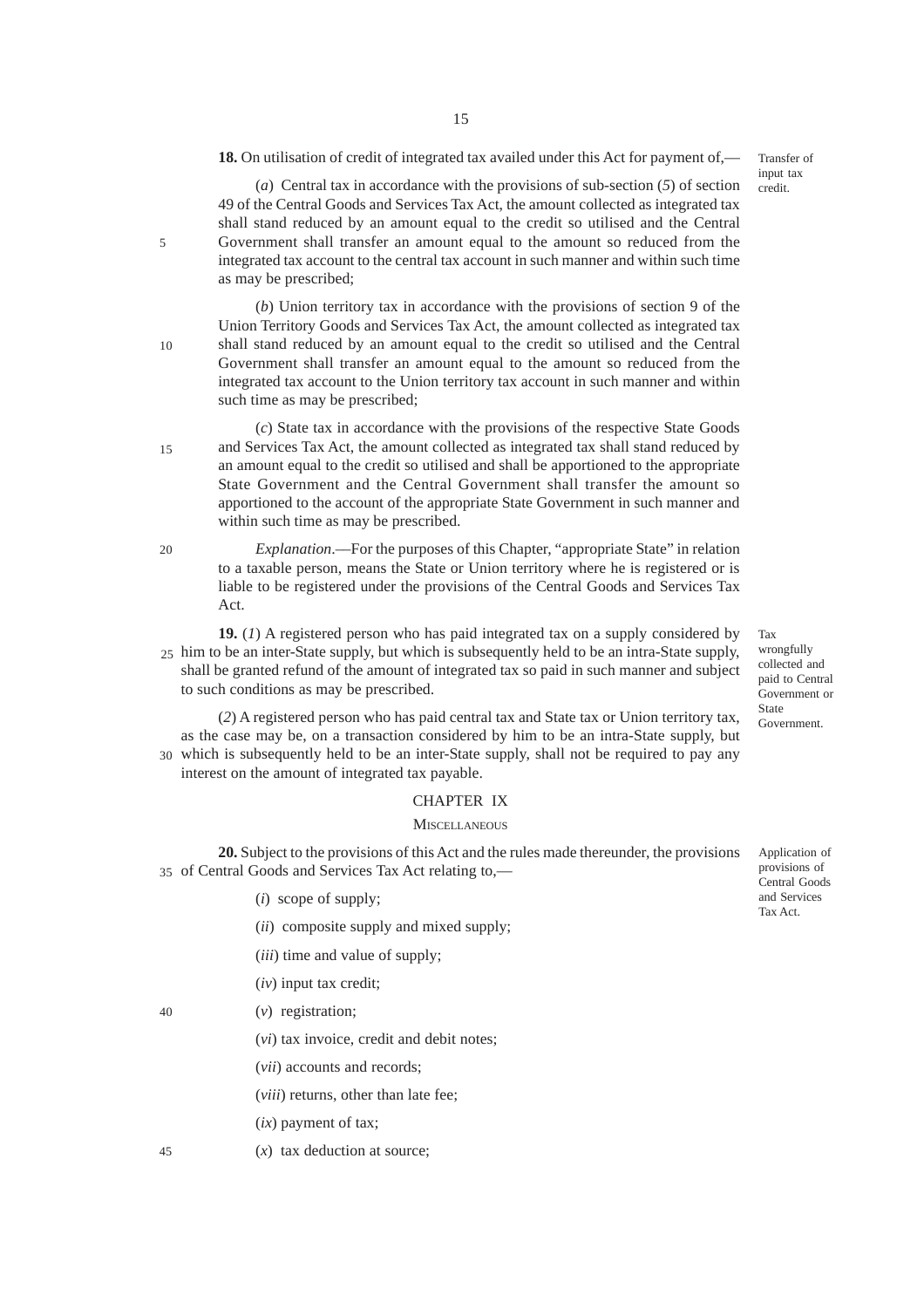**18.** On utilisation of credit of integrated tax availed under this Act for payment of,—

Transfer of input tax credit.

(*a*) Central tax in accordance with the provisions of sub-section (*5*) of section 49 of the Central Goods and Services Tax Act, the amount collected as integrated tax shall stand reduced by an amount equal to the credit so utilised and the Central Government shall transfer an amount equal to the amount so reduced from the integrated tax account to the central tax account in such manner and within such time as may be prescribed;

(*b*) Union territory tax in accordance with the provisions of section 9 of the Union Territory Goods and Services Tax Act, the amount collected as integrated tax shall stand reduced by an amount equal to the credit so utilised and the Central Government shall transfer an amount equal to the amount so reduced from the integrated tax account to the Union territory tax account in such manner and within such time as may be prescribed;

(*c*) State tax in accordance with the provisions of the respective State Goods and Services Tax Act, the amount collected as integrated tax shall stand reduced by an amount equal to the credit so utilised and shall be apportioned to the appropriate State Government and the Central Government shall transfer the amount so apportioned to the account of the appropriate State Government in such manner and within such time as may be prescribed.

*Explanation*.—For the purposes of this Chapter, "appropriate State" in relation to a taxable person, means the State or Union territory where he is registered or is liable to be registered under the provisions of the Central Goods and Services Tax Act.

Tax wrongfully collected and paid to Central Government or State Government.

**19.** (*1*) A registered person who has paid integrated tax on a supply considered by him to be an inter-State supply, but which is subsequently held to be an intra-State supply, shall be granted refund of the amount of integrated tax so paid in such manner and subject to such conditions as may be prescribed.

(*2*) A registered person who has paid central tax and State tax or Union territory tax, as the case may be, on a transaction considered by him to be an intra-State supply, but which is subsequently held to be an inter-State supply, shall not be required to pay any interest on the amount of integrated tax payable.

## CHAPTER IX

### MISCELLANEOUS

Application of provisions of Central Goods and Services Tax Act.

**20.** Subject to the provisions of this Act and the rules made thereunder, the provisions of Central Goods and Services Tax Act relating to,—

(*i*) scope of supply;

(*ii*) composite supply and mixed supply;

(*iii*) time and value of supply;

(*iv*) input tax credit;

(*v*) registration;

(*vi*) tax invoice, credit and debit notes;

(*vii*) accounts and records;

(*viii*) returns, other than late fee;

(*ix*) payment of tax;

(*x*) tax deduction at source;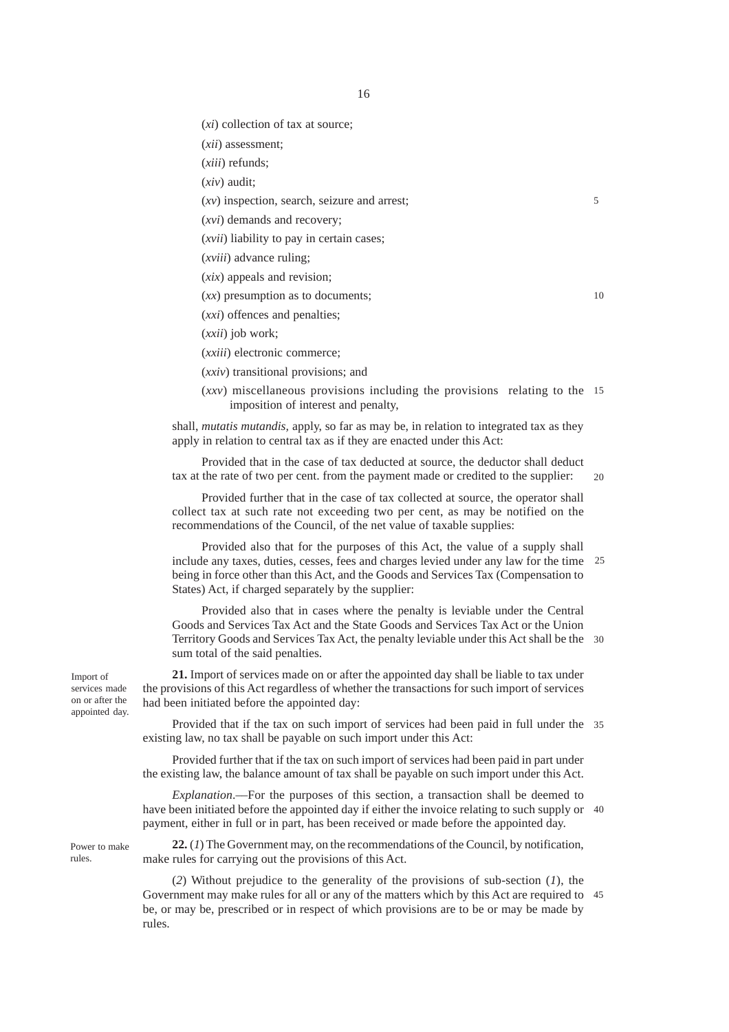(*xi*) collection of tax at source;

(*xii*) assessment;

(*xiii*) refunds;

(*xiv*) audit;

(*xv*) inspection, search, seizure and arrest;

(*xvi*) demands and recovery;

(*xvii*) liability to pay in certain cases;

(*xviii*) advance ruling;

(*xix*) appeals and revision;

(*xx*) presumption as to documents;

(*xxi*) offences and penalties;

(*xxii*) job work;

(*xxiii*) electronic commerce;

(*xxiv*) transitional provisions; and

(*xxv*) miscellaneous provisions including the provisions relating to the imposition of interest and penalty,

shall, *mutatis mutandis*, apply, so far as may be, in relation to integrated tax as they apply in relation to central tax as if they are enacted under this Act:

Provided that in the case of tax deducted at source, the deductor shall deduct tax at the rate of two per cent. from the payment made or credited to the supplier:

Provided further that in the case of tax collected at source, the operator shall collect tax at such rate not exceeding two per cent, as may be notified on the recommendations of the Council, of the net value of taxable supplies:

Provided also that for the purposes of this Act, the value of a supply shall include any taxes, duties, cesses, fees and charges levied under any law for the time being in force other than this Act, and the Goods and Services Tax (Compensation to States) Act, if charged separately by the supplier:

Provided also that in cases where the penalty is leviable under the Central Goods and Services Tax Act and the State Goods and Services Tax Act or the Union Territory Goods and Services Tax Act, the penalty leviable under this Act shall be the sum total of the said penalties.

*Import of services made on or after the appointed day.*

**21.** Import of services made on or after the appointed day shall be liable to tax under the provisions of this Act regardless of whether the transactions for such import of services had been initiated before the appointed day:

Provided that if the tax on such import of services had been paid in full under the existing law, no tax shall be payable on such import under this Act:

Provided further that if the tax on such import of services had been paid in part under the existing law, the balance amount of tax shall be payable on such import under this Act.

*Explanation*.—For the purposes of this section, a transaction shall be deemed to have been initiated before the appointed day if either the invoice relating to such supply or payment, either in full or in part, has been received or made before the appointed day.

*Power to make rules.*

**22.** (*1*) The Government may, on the recommendations of the Council, by notification, make rules for carrying out the provisions of this Act.

(*2*) Without prejudice to the generality of the provisions of sub-section (*1*), the Government may make rules for all or any of the matters which by this Act are required to be, or may be, prescribed or in respect of which provisions are to be or may be made by rules.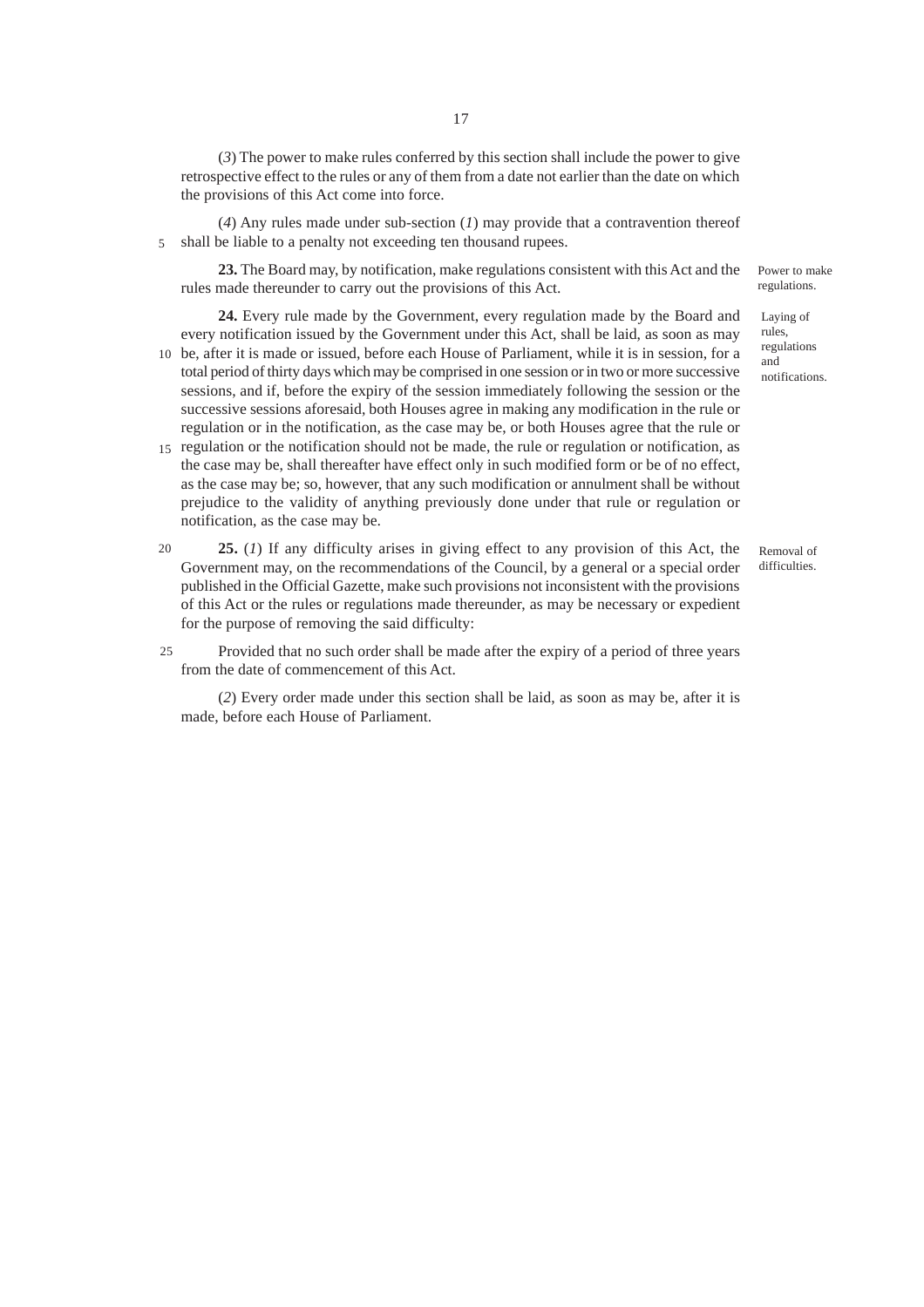(*3*) The power to make rules conferred by this section shall include the power to give retrospective effect to the rules or any of them from a date not earlier than the date on which the provisions of this Act come into force.

(*4*) Any rules made under sub-section (*1*) may provide that a contravention thereof shall be liable to a penalty not exceeding ten thousand rupees.

*Power to make regulations.*

**23.** The Board may, by notification, make regulations consistent with this Act and the rules made thereunder to carry out the provisions of this Act.

*Laying of rules, regulations and notifications.*

**24.** Every rule made by the Government, every regulation made by the Board and every notification issued by the Government under this Act, shall be laid, as soon as may be, after it is made or issued, before each House of Parliament, while it is in session, for a total period of thirty days which may be comprised in one session or in two or more successive sessions, and if, before the expiry of the session immediately following the session or the successive sessions aforesaid, both Houses agree in making any modification in the rule or regulation or in the notification, as the case may be, or both Houses agree that the rule or regulation or the notification should not be made, the rule or regulation or notification, as the case may be, shall thereafter have effect only in such modified form or be of no effect, as the case may be; so, however, that any such modification or annulment shall be without prejudice to the validity of anything previously done under that rule or regulation or notification, as the case may be.

*Removal of difficulties.*

**25.** (*1*) If any difficulty arises in giving effect to any provision of this Act, the Government may, on the recommendations of the Council, by a general or a special order published in the Official Gazette, make such provisions not inconsistent with the provisions of this Act or the rules or regulations made thereunder, as may be necessary or expedient for the purpose of removing the said difficulty:

Provided that no such order shall be made after the expiry of a period of three years from the date of commencement of this Act.

(*2*) Every order made under this section shall be laid, as soon as may be, after it is made, before each House of Parliament.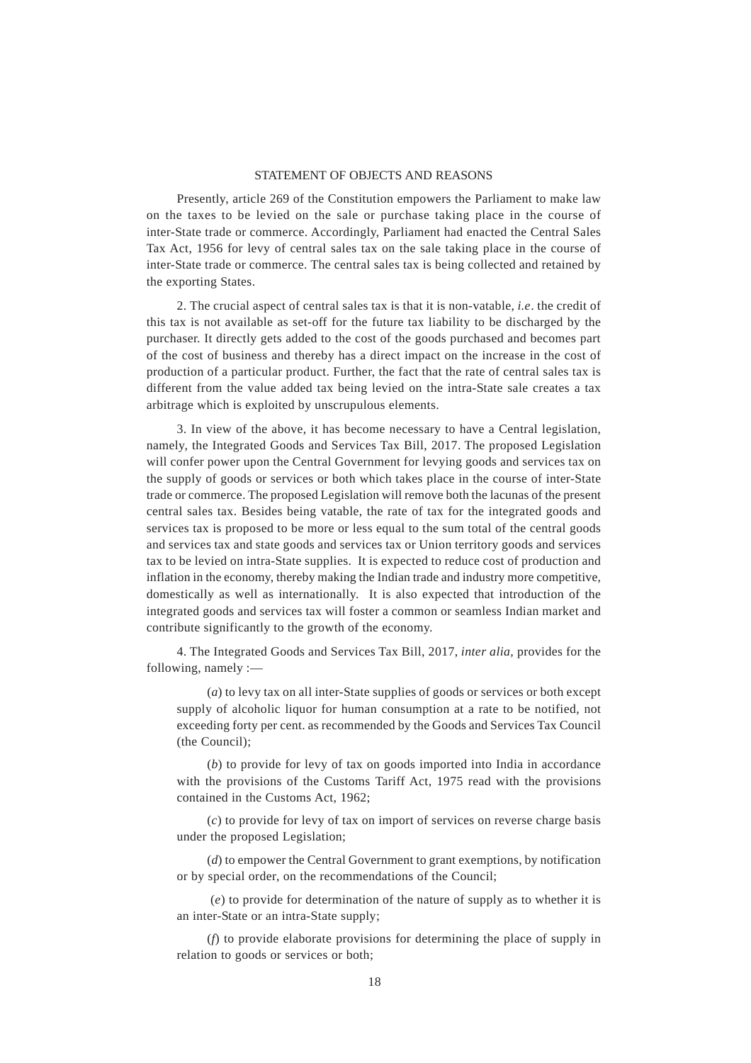## STATEMENT OF OBJECTS AND REASONS

Presently, article 269 of the Constitution empowers the Parliament to make law on the taxes to be levied on the sale or purchase taking place in the course of inter-State trade or commerce. Accordingly, Parliament had enacted the Central Sales Tax Act, 1956 for levy of central sales tax on the sale taking place in the course of inter-State trade or commerce. The central sales tax is being collected and retained by the exporting States.

2. The crucial aspect of central sales tax is that it is non-vatable, *i.e*. the credit of this tax is not available as set-off for the future tax liability to be discharged by the purchaser. It directly gets added to the cost of the goods purchased and becomes part of the cost of business and thereby has a direct impact on the increase in the cost of production of a particular product. Further, the fact that the rate of central sales tax is different from the value added tax being levied on the intra-State sale creates a tax arbitrage which is exploited by unscrupulous elements.

3. In view of the above, it has become necessary to have a Central legislation, namely, the Integrated Goods and Services Tax Bill, 2017. The proposed Legislation will confer power upon the Central Government for levying goods and services tax on the supply of goods or services or both which takes place in the course of inter-State trade or commerce. The proposed Legislation will remove both the lacunas of the present central sales tax. Besides being vatable, the rate of tax for the integrated goods and services tax is proposed to be more or less equal to the sum total of the central goods and services tax and state goods and services tax or Union territory goods and services tax to be levied on intra-State supplies. It is expected to reduce cost of production and inflation in the economy, thereby making the Indian trade and industry more competitive, domestically as well as internationally. It is also expected that introduction of the integrated goods and services tax will foster a common or seamless Indian market and contribute significantly to the growth of the economy.

4. The Integrated Goods and Services Tax Bill, 2017, *inter alia*, provides for the following, namely :—

(*a*) to levy tax on all inter-State supplies of goods or services or both except supply of alcoholic liquor for human consumption at a rate to be notified, not exceeding forty per cent. as recommended by the Goods and Services Tax Council (the Council);

(*b*) to provide for levy of tax on goods imported into India in accordance with the provisions of the Customs Tariff Act, 1975 read with the provisions contained in the Customs Act, 1962;

(*c*) to provide for levy of tax on import of services on reverse charge basis under the proposed Legislation;

(*d*) to empower the Central Government to grant exemptions, by notification or by special order, on the recommendations of the Council;

(*e*) to provide for determination of the nature of supply as to whether it is an inter-State or an intra-State supply;

(*f*) to provide elaborate provisions for determining the place of supply in relation to goods or services or both;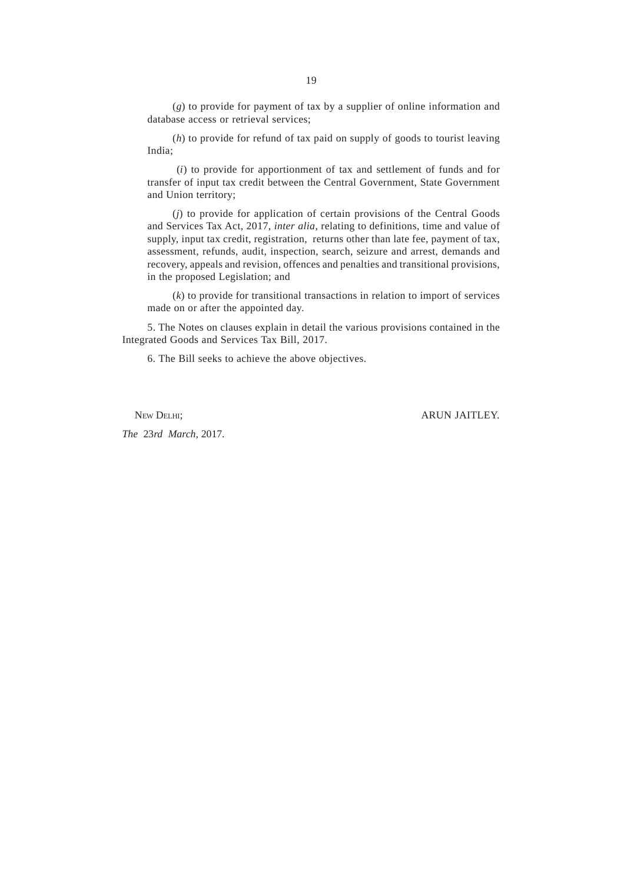(*g*) to provide for payment of tax by a supplier of online information and database access or retrieval services;

(*h*) to provide for refund of tax paid on supply of goods to tourist leaving India;

(*i*) to provide for apportionment of tax and settlement of funds and for transfer of input tax credit between the Central Government, State Government and Union territory;

(*j*) to provide for application of certain provisions of the Central Goods and Services Tax Act, 2017, *inter alia*, relating to definitions, time and value of supply, input tax credit, registration, returns other than late fee, payment of tax, assessment, refunds, audit, inspection, search, seizure and arrest, demands and recovery, appeals and revision, offences and penalties and transitional provisions, in the proposed Legislation; and

(*k*) to provide for transitional transactions in relation to import of services made on or after the appointed day.

5. The Notes on clauses explain in detail the various provisions contained in the Integrated Goods and Services Tax Bill, 2017.

6. The Bill seeks to achieve the above objectives.

NEW DELHI; ARUN JAITLEY.

*The* 23*rd* *March*, 2017.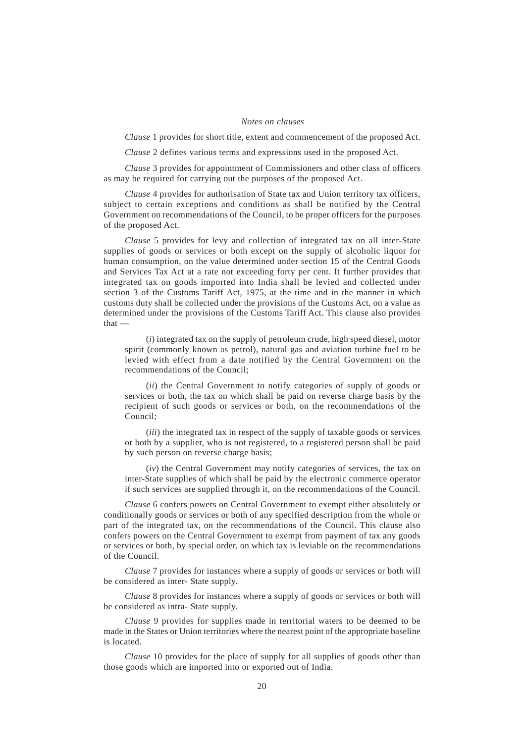*Notes on clauses*

*Clause* 1 provides for short title, extent and commencement of the proposed Act.

*Clause* 2 defines various terms and expressions used in the proposed Act.

*Clause* 3 provides for appointment of Commissioners and other class of officers as may be required for carrying out the purposes of the proposed Act.

*Clause* 4 provides for authorisation of State tax and Union territory tax officers, subject to certain exceptions and conditions as shall be notified by the Central Government on recommendations of the Council, to be proper officers for the purposes of the proposed Act.

*Clause* 5 provides for levy and collection of integrated tax on all inter-State supplies of goods or services or both except on the supply of alcoholic liquor for human consumption, on the value determined under section 15 of the Central Goods and Services Tax Act at a rate not exceeding forty per cent. It further provides that integrated tax on goods imported into India shall be levied and collected under section 3 of the Customs Tariff Act, 1975, at the time and in the manner in which customs duty shall be collected under the provisions of the Customs Act, on a value as determined under the provisions of the Customs Tariff Act. This clause also provides that —

(*i*) integrated tax on the supply of petroleum crude, high speed diesel, motor spirit (commonly known as petrol), natural gas and aviation turbine fuel to be levied with effect from a date notified by the Central Government on the recommendations of the Council;

(*ii*) the Central Government to notify categories of supply of goods or services or both, the tax on which shall be paid on reverse charge basis by the recipient of such goods or services or both, on the recommendations of the Council;

(*iii*) the integrated tax in respect of the supply of taxable goods or services or both by a supplier, who is not registered, to a registered person shall be paid by such person on reverse charge basis;

(*iv*) the Central Government may notify categories of services, the tax on inter-State supplies of which shall be paid by the electronic commerce operator if such services are supplied through it, on the recommendations of the Council.

*Clause* 6 confers powers on Central Government to exempt either absolutely or conditionally goods or services or both of any specified description from the whole or part of the integrated tax, on the recommendations of the Council. This clause also confers powers on the Central Government to exempt from payment of tax any goods or services or both, by special order, on which tax is leviable on the recommendations of the Council.

*Clause* 7 provides for instances where a supply of goods or services or both will be considered as inter- State supply.

*Clause* 8 provides for instances where a supply of goods or services or both will be considered as intra- State supply.

*Clause* 9 provides for supplies made in territorial waters to be deemed to be made in the States or Union territories where the nearest point of the appropriate baseline is located.

*Clause* 10 provides for the place of supply for all supplies of goods other than those goods which are imported into or exported out of India.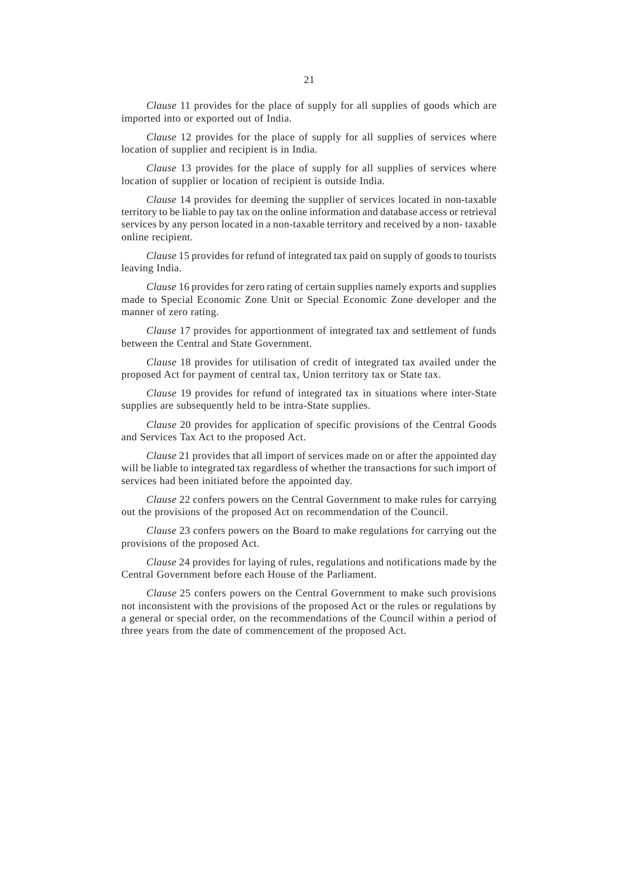*Clause* 11 provides for the place of supply for all supplies of goods which are imported into or exported out of India.

*Clause* 12 provides for the place of supply for all supplies of services where location of supplier and recipient is in India.

*Clause* 13 provides for the place of supply for all supplies of services where location of supplier or location of recipient is outside India.

*Clause* 14 provides for deeming the supplier of services located in non-taxable territory to be liable to pay tax on the online information and database access or retrieval services by any person located in a non-taxable territory and received by a non- taxable online recipient.

*Clause* 15 provides for refund of integrated tax paid on supply of goods to tourists leaving India.

*Clause* 16 provides for zero rating of certain supplies namely exports and supplies made to Special Economic Zone Unit or Special Economic Zone developer and the manner of zero rating.

*Clause* 17 provides for apportionment of integrated tax and settlement of funds between the Central and State Government.

*Clause* 18 provides for utilisation of credit of integrated tax availed under the proposed Act for payment of central tax, Union territory tax or State tax.

*Clause* 19 provides for refund of integrated tax in situations where inter-State supplies are subsequently held to be intra-State supplies.

*Clause* 20 provides for application of specific provisions of the Central Goods and Services Tax Act to the proposed Act.

*Clause* 21 provides that all import of services made on or after the appointed day will be liable to integrated tax regardless of whether the transactions for such import of services had been initiated before the appointed day.

*Clause* 22 confers powers on the Central Government to make rules for carrying out the provisions of the proposed Act on recommendation of the Council.

*Clause* 23 confers powers on the Board to make regulations for carrying out the provisions of the proposed Act.

*Clause* 24 provides for laying of rules, regulations and notifications made by the Central Government before each House of the Parliament.

*Clause* 25 confers powers on the Central Government to make such provisions not inconsistent with the provisions of the proposed Act or the rules or regulations by a general or special order, on the recommendations of the Council within a period of three years from the date of commencement of the proposed Act.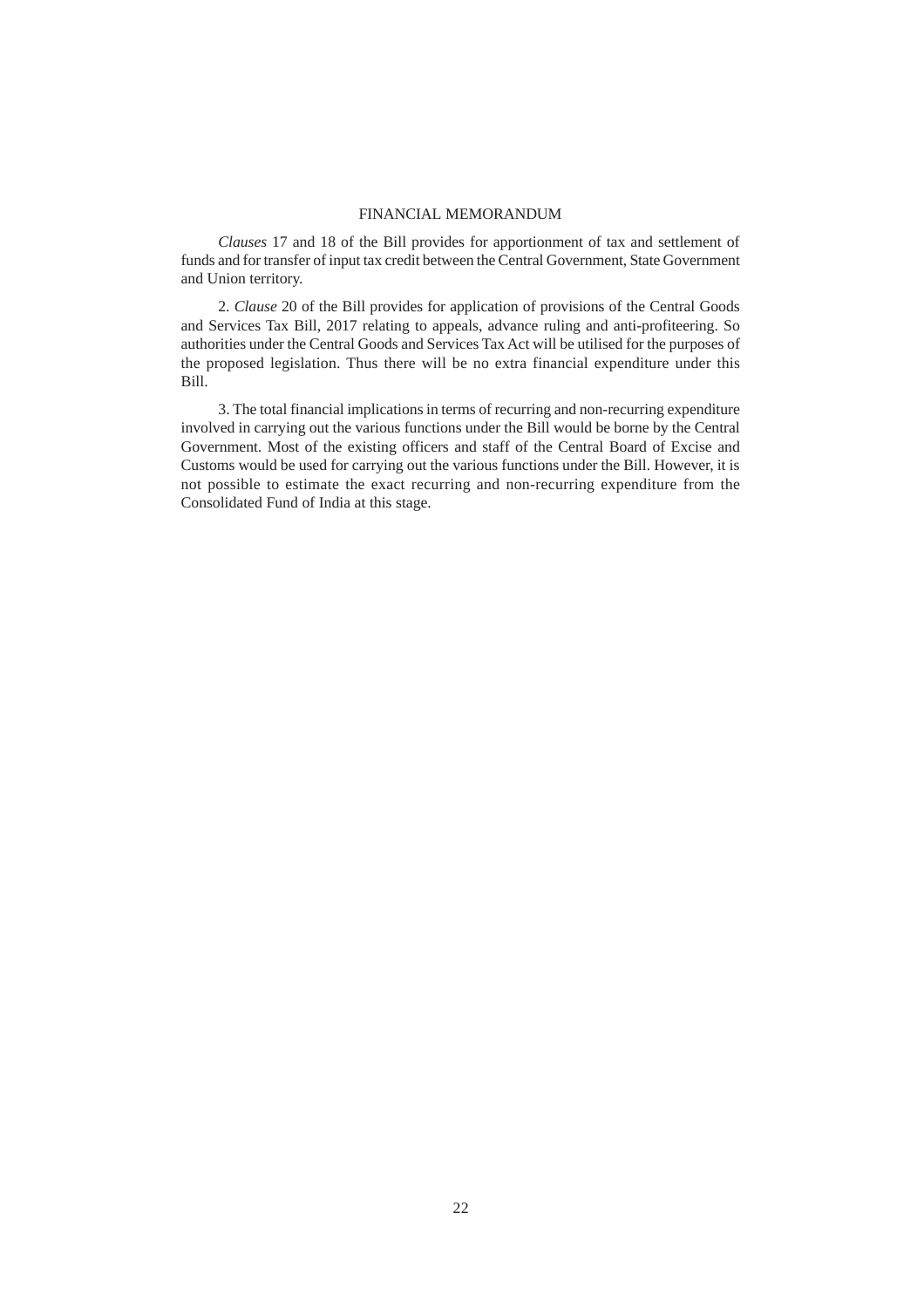# FINANCIAL MEMORANDUM

*Clauses* 17 and 18 of the Bill provides for apportionment of tax and settlement of funds and for transfer of input tax credit between the Central Government, State Government and Union territory.

2. *Clause* 20 of the Bill provides for application of provisions of the Central Goods and Services Tax Bill, 2017 relating to appeals, advance ruling and anti-profiteering. So authorities under the Central Goods and Services Tax Act will be utilised for the purposes of the proposed legislation. Thus there will be no extra financial expenditure under this Bill.

3. The total financial implications in terms of recurring and non-recurring expenditure involved in carrying out the various functions under the Bill would be borne by the Central Government. Most of the existing officers and staff of the Central Board of Excise and Customs would be used for carrying out the various functions under the Bill. However, it is not possible to estimate the exact recurring and non-recurring expenditure from the Consolidated Fund of India at this stage.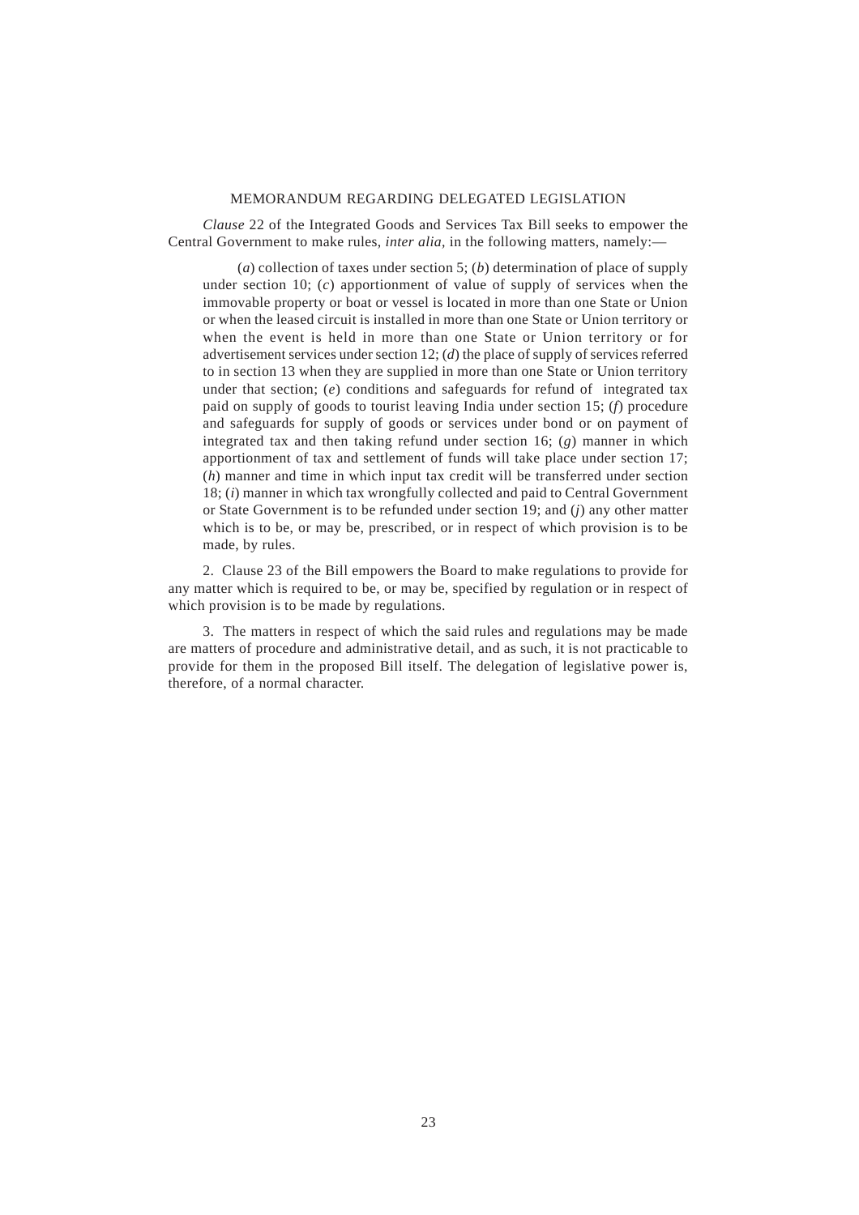## MEMORANDUM REGARDING DELEGATED LEGISLATION

*Clause* 22 of the Integrated Goods and Services Tax Bill seeks to empower the Central Government to make rules, *inter alia*, in the following matters, namely:—

(*a*) collection of taxes under section 5; (*b*) determination of place of supply under section 10; (*c*) apportionment of value of supply of services when the immovable property or boat or vessel is located in more than one State or Union or when the leased circuit is installed in more than one State or Union territory or when the event is held in more than one State or Union territory or for advertisement services under section 12; (*d*) the place of supply of services referred to in section 13 when they are supplied in more than one State or Union territory under that section; (*e*) conditions and safeguards for refund of integrated tax paid on supply of goods to tourist leaving India under section 15; (*f*) procedure and safeguards for supply of goods or services under bond or on payment of integrated tax and then taking refund under section 16; (*g*) manner in which apportionment of tax and settlement of funds will take place under section 17; (*h*) manner and time in which input tax credit will be transferred under section 18; (*i*) manner in which tax wrongfully collected and paid to Central Government or State Government is to be refunded under section 19; and (*j*) any other matter which is to be, or may be, prescribed, or in respect of which provision is to be made, by rules.

2. Clause 23 of the Bill empowers the Board to make regulations to provide for any matter which is required to be, or may be, specified by regulation or in respect of which provision is to be made by regulations.

3. The matters in respect of which the said rules and regulations may be made are matters of procedure and administrative detail, and as such, it is not practicable to provide for them in the proposed Bill itself. The delegation of legislative power is, therefore, of a normal character.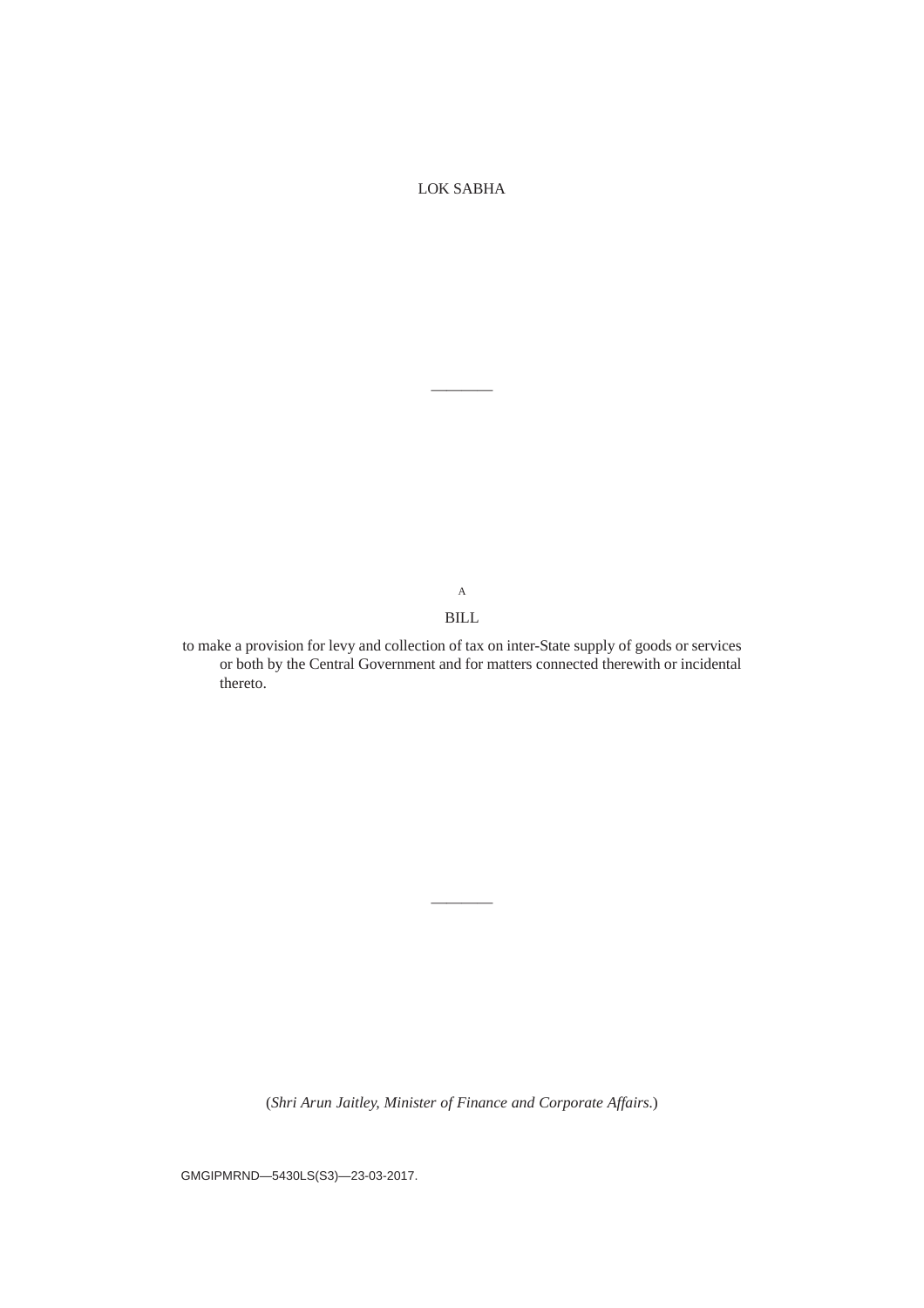LOK SABHA

————

A

BILL

to make a provision for levy and collection of tax on inter-State supply of goods or services or both by the Central Government and for matters connected therewith or incidental thereto.

————

(*Shri Arun Jaitley, Minister of Finance and Corporate Affairs.*)

GMGIPMRND—5430LS(S3)—23-03-2017.